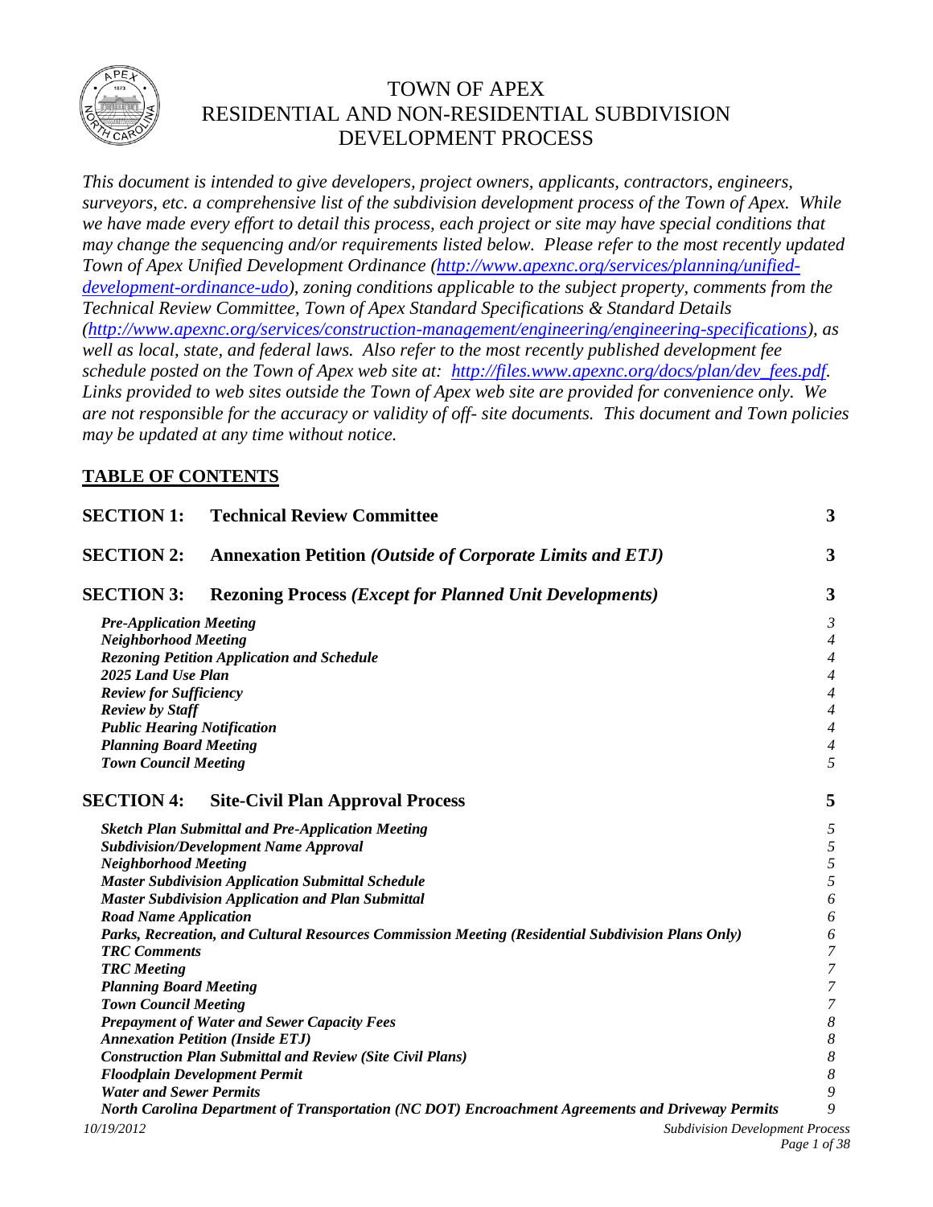# TOWN OF APEX
# RESIDENTIAL AND NON-RESIDENTIAL SUBDIVISION DEVELOPMENT PROCESS

*This document is intended to give developers, project owners, applicants, contractors, engineers, surveyors, etc. a comprehensive list of the subdivision development process of the Town of Apex. While we have made every effort to detail this process, each project or site may have special conditions that may change the sequencing and/or requirements listed below. Please refer to the most recently updated Town of Apex Unified Development Ordinance ([http://www.apexnc.org/services/planning/unified-development-ordinance-udo](http://www.apexnc.org/services/planning/unified-development-ordinance-udo)), zoning conditions applicable to the subject property, comments from the Technical Review Committee, Town of Apex Standard Specifications & Standard Details ([http://www.apexnc.org/services/construction-management/engineering/engineering-specifications](http://www.apexnc.org/services/construction-management/engineering/engineering-specifications)), as well as local, state, and federal laws. Also refer to the most recently published development fee schedule posted on the Town of Apex web site at: [http://files.www.apexnc.org/docs/plan/dev_fees.pdf](http://files.www.apexnc.org/docs/plan/dev_fees.pdf). Links provided to web sites outside the Town of Apex web site are provided for convenience only. We are not responsible for the accuracy or validity of off- site documents. This document and Town policies may be updated at any time without notice.*

## TABLE OF CONTENTS

| | |
|---|---|
| **SECTION 1: Technical Review Committee** | **3** |
| **SECTION 2: Annexation Petition *(Outside of Corporate Limits and ETJ)*** | **3** |
| **SECTION 3: Rezoning Process *(Except for Planned Unit Developments)*** | **3** |
| ***Pre-Application Meeting*** | *3* |
| ***Neighborhood Meeting*** | *4* |
| ***Rezoning Petition Application and Schedule*** | *4* |
| ***2025 Land Use Plan*** | *4* |
| ***Review for Sufficiency*** | *4* |
| ***Review by Staff*** | *4* |
| ***Public Hearing Notification*** | *4* |
| ***Planning Board Meeting*** | *4* |
| ***Town Council Meeting*** | *5* |
| **SECTION 4: Site-Civil Plan Approval Process** | **5** |
| ***Sketch Plan Submittal and Pre-Application Meeting*** | *5* |
| ***Subdivision/Development Name Approval*** | *5* |
| ***Neighborhood Meeting*** | *5* |
| ***Master Subdivision Application Submittal Schedule*** | *5* |
| ***Master Subdivision Application and Plan Submittal*** | *6* |
| ***Road Name Application*** | *6* |
| ***Parks, Recreation, and Cultural Resources Commission Meeting (Residential Subdivision Plans Only)*** | *6* |
| ***TRC Comments*** | *7* |
| ***TRC Meeting*** | *7* |
| ***Planning Board Meeting*** | *7* |
| ***Town Council Meeting*** | *7* |
| ***Prepayment of Water and Sewer Capacity Fees*** | *8* |
| ***Annexation Petition (Inside ETJ)*** | *8* |
| ***Construction Plan Submittal and Review (Site Civil Plans)*** | *8* |
| ***Floodplain Development Permit*** | *8* |
| ***Water and Sewer Permits*** | *9* |
| ***North Carolina Department of Transportation (NC DOT) Encroachment Agreements and Driveway Permits*** | *9* |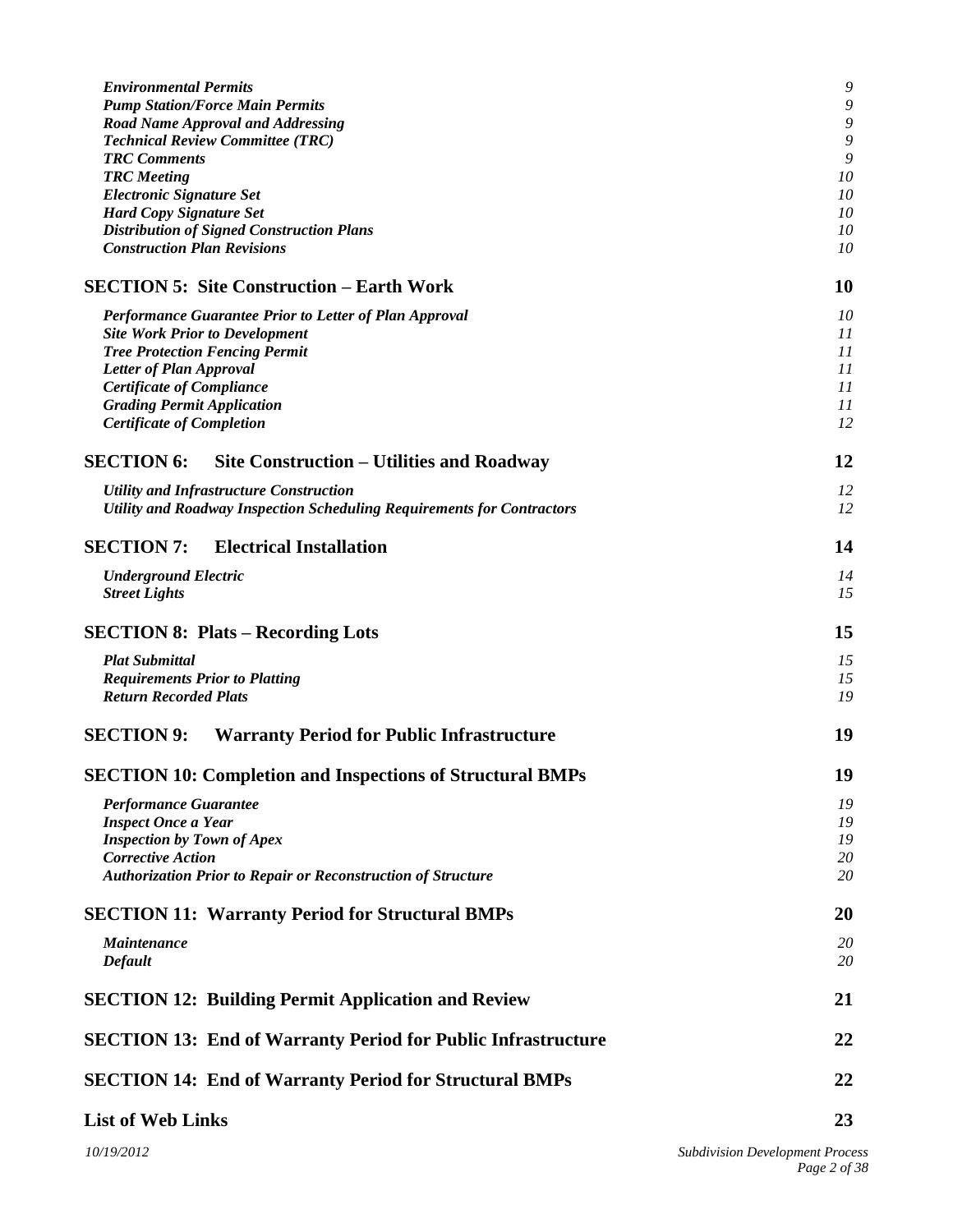| | |
|---|---|
| ***Environmental Permits*** | *9* |
| ***Pump Station/Force Main Permits*** | *9* |
| ***Road Name Approval and Addressing*** | *9* |
| ***Technical Review Committee (TRC)*** | *9* |
| ***TRC Comments*** | *9* |
| ***TRC Meeting*** | *10* |
| ***Electronic Signature Set*** | *10* |
| ***Hard Copy Signature Set*** | *10* |
| ***Distribution of Signed Construction Plans*** | *10* |
| ***Construction Plan Revisions*** | *10* |
| **SECTION 5: Site Construction – Earth Work** | **10** |
| ***Performance Guarantee Prior to Letter of Plan Approval*** | *10* |
| ***Site Work Prior to Development*** | *11* |
| ***Tree Protection Fencing Permit*** | *11* |
| ***Letter of Plan Approval*** | *11* |
| ***Certificate of Compliance*** | *11* |
| ***Grading Permit Application*** | *11* |
| ***Certificate of Completion*** | *12* |
| **SECTION 6: Site Construction – Utilities and Roadway** | **12** |
| ***Utility and Infrastructure Construction*** | *12* |
| ***Utility and Roadway Inspection Scheduling Requirements for Contractors*** | *12* |
| **SECTION 7: Electrical Installation** | **14** |
| ***Underground Electric*** | *14* |
| ***Street Lights*** | *15* |
| **SECTION 8: Plats – Recording Lots** | **15** |
| ***Plat Submittal*** | *15* |
| ***Requirements Prior to Platting*** | *15* |
| ***Return Recorded Plats*** | *19* |
| **SECTION 9: Warranty Period for Public Infrastructure** | **19** |
| **SECTION 10: Completion and Inspections of Structural BMPs** | **19** |
| ***Performance Guarantee*** | *19* |
| ***Inspect Once a Year*** | *19* |
| ***Inspection by Town of Apex*** | *19* |
| ***Corrective Action*** | *20* |
| ***Authorization Prior to Repair or Reconstruction of Structure*** | *20* |
| **SECTION 11: Warranty Period for Structural BMPs** | **20** |
| ***Maintenance*** | *20* |
| ***Default*** | *20* |
| **SECTION 12: Building Permit Application and Review** | **21** |
| **SECTION 13: End of Warranty Period for Public Infrastructure** | **22** |
| **SECTION 14: End of Warranty Period for Structural BMPs** | **22** |
| **List of Web Links** | **23** |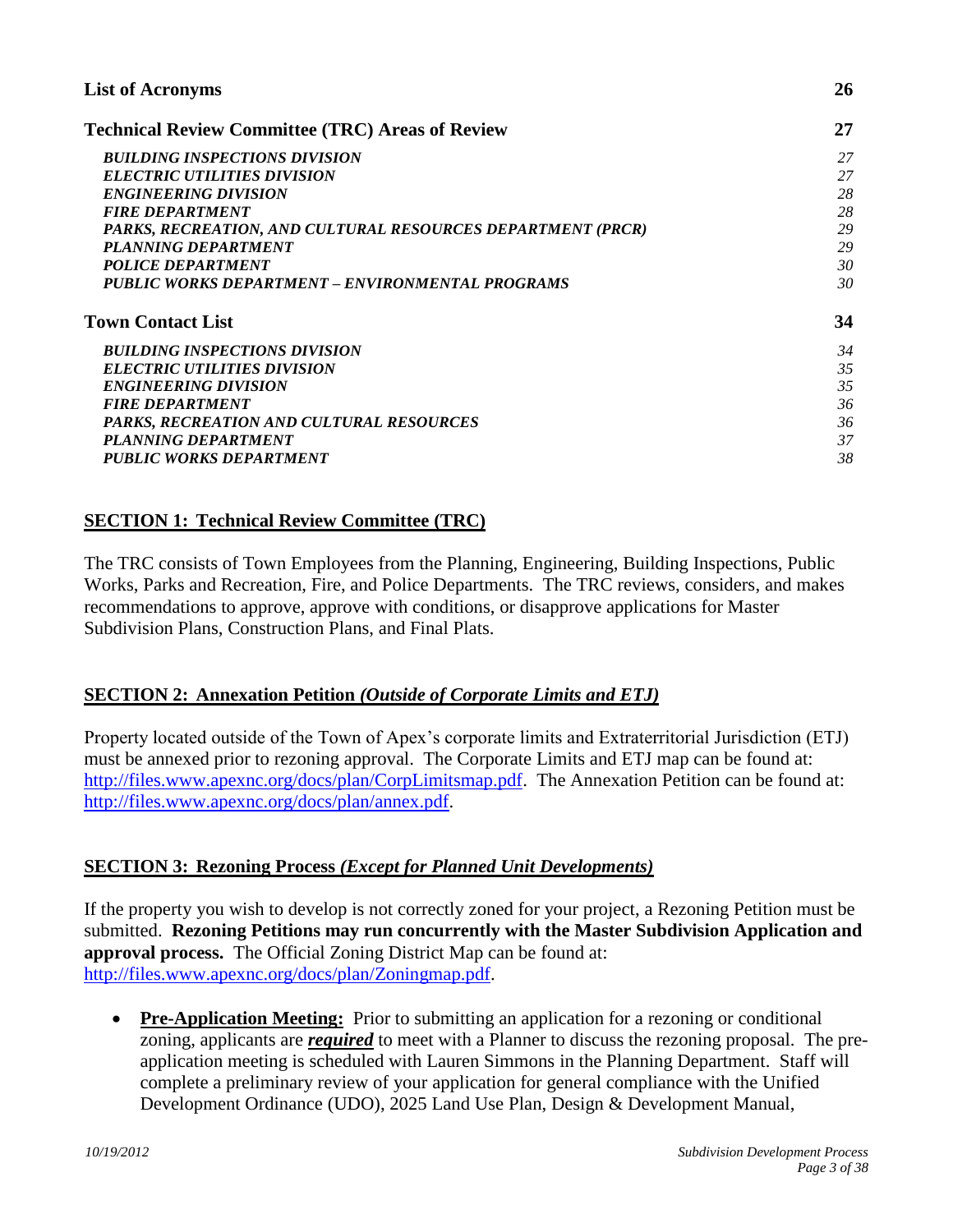| | |
|---|---|
| **List of Acronyms** | **26** |
| **Technical Review Committee (TRC) Areas of Review** | **27** |
| ***BUILDING INSPECTIONS DIVISION*** | *27* |
| ***ELECTRIC UTILITIES DIVISION*** | *27* |
| ***ENGINEERING DIVISION*** | *28* |
| ***FIRE DEPARTMENT*** | *28* |
| ***PARKS, RECREATION, AND CULTURAL RESOURCES DEPARTMENT (PRCR)*** | *29* |
| ***PLANNING DEPARTMENT*** | *29* |
| ***POLICE DEPARTMENT*** | *30* |
| ***PUBLIC WORKS DEPARTMENT – ENVIRONMENTAL PROGRAMS*** | *30* |
| **Town Contact List** | **34** |
| ***BUILDING INSPECTIONS DIVISION*** | *34* |
| ***ELECTRIC UTILITIES DIVISION*** | *35* |
| ***ENGINEERING DIVISION*** | *35* |
| ***FIRE DEPARTMENT*** | *36* |
| ***PARKS, RECREATION AND CULTURAL RESOURCES*** | *36* |
| ***PLANNING DEPARTMENT*** | *37* |
| ***PUBLIC WORKS DEPARTMENT*** | *38* |

## SECTION 1: Technical Review Committee (TRC)

The TRC consists of Town Employees from the Planning, Engineering, Building Inspections, Public Works, Parks and Recreation, Fire, and Police Departments. The TRC reviews, considers, and makes recommendations to approve, approve with conditions, or disapprove applications for Master Subdivision Plans, Construction Plans, and Final Plats.

## SECTION 2: Annexation Petition *(Outside of Corporate Limits and ETJ)*

Property located outside of the Town of Apex's corporate limits and Extraterritorial Jurisdiction (ETJ) must be annexed prior to rezoning approval. The Corporate Limits and ETJ map can be found at: http://files.www.apexnc.org/docs/plan/CorpLimitsmap.pdf. The Annexation Petition can be found at: http://files.www.apexnc.org/docs/plan/annex.pdf.

## SECTION 3: Rezoning Process *(Except for Planned Unit Developments)*

If the property you wish to develop is not correctly zoned for your project, a Rezoning Petition must be submitted. **Rezoning Petitions may run concurrently with the Master Subdivision Application and approval process.** The Official Zoning District Map can be found at: http://files.www.apexnc.org/docs/plan/Zoningmap.pdf.

- **Pre-Application Meeting:** Prior to submitting an application for a rezoning or conditional zoning, applicants are ***required*** to meet with a Planner to discuss the rezoning proposal. The pre-application meeting is scheduled with Lauren Simmons in the Planning Department. Staff will complete a preliminary review of your application for general compliance with the Unified Development Ordinance (UDO), 2025 Land Use Plan, Design & Development Manual,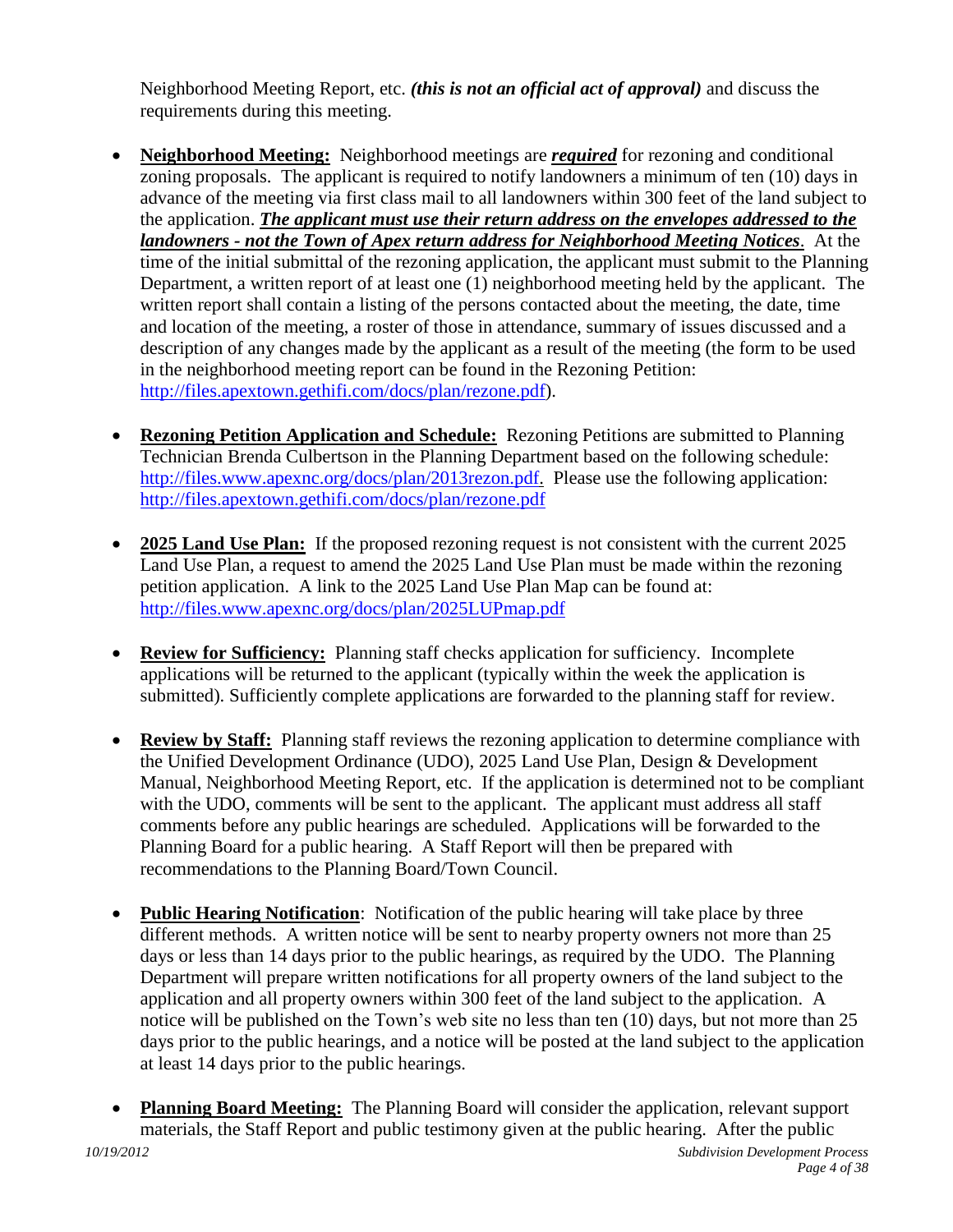Neighborhood Meeting Report, etc. ***(this is not an official act of approval)*** and discuss the requirements during this meeting.

- **Neighborhood Meeting:** Neighborhood meetings are ***required*** for rezoning and conditional zoning proposals. The applicant is required to notify landowners a minimum of ten (10) days in advance of the meeting via first class mail to all landowners within 300 feet of the land subject to the application. ***The applicant must use their return address on the envelopes addressed to the landowners - not the Town of Apex return address for Neighborhood Meeting Notices***. At the time of the initial submittal of the rezoning application, the applicant must submit to the Planning Department, a written report of at least one (1) neighborhood meeting held by the applicant. The written report shall contain a listing of the persons contacted about the meeting, the date, time and location of the meeting, a roster of those in attendance, summary of issues discussed and a description of any changes made by the applicant as a result of the meeting (the form to be used in the neighborhood meeting report can be found in the Rezoning Petition: http://files.apextown.gethifi.com/docs/plan/rezone.pdf).

- **Rezoning Petition Application and Schedule:** Rezoning Petitions are submitted to Planning Technician Brenda Culbertson in the Planning Department based on the following schedule: http://files.www.apexnc.org/docs/plan/2013rezon.pdf. Please use the following application: http://files.apextown.gethifi.com/docs/plan/rezone.pdf

- **2025 Land Use Plan:** If the proposed rezoning request is not consistent with the current 2025 Land Use Plan, a request to amend the 2025 Land Use Plan must be made within the rezoning petition application. A link to the 2025 Land Use Plan Map can be found at: http://files.www.apexnc.org/docs/plan/2025LUPmap.pdf

- **Review for Sufficiency:** Planning staff checks application for sufficiency. Incomplete applications will be returned to the applicant (typically within the week the application is submitted). Sufficiently complete applications are forwarded to the planning staff for review.

- **Review by Staff:** Planning staff reviews the rezoning application to determine compliance with the Unified Development Ordinance (UDO), 2025 Land Use Plan, Design & Development Manual, Neighborhood Meeting Report, etc. If the application is determined not to be compliant with the UDO, comments will be sent to the applicant. The applicant must address all staff comments before any public hearings are scheduled. Applications will be forwarded to the Planning Board for a public hearing. A Staff Report will then be prepared with recommendations to the Planning Board/Town Council.

- **Public Hearing Notification**: Notification of the public hearing will take place by three different methods. A written notice will be sent to nearby property owners not more than 25 days or less than 14 days prior to the public hearings, as required by the UDO. The Planning Department will prepare written notifications for all property owners of the land subject to the application and all property owners within 300 feet of the land subject to the application. A notice will be published on the Town's web site no less than ten (10) days, but not more than 25 days prior to the public hearings, and a notice will be posted at the land subject to the application at least 14 days prior to the public hearings.

- **Planning Board Meeting:** The Planning Board will consider the application, relevant support materials, the Staff Report and public testimony given at the public hearing. After the public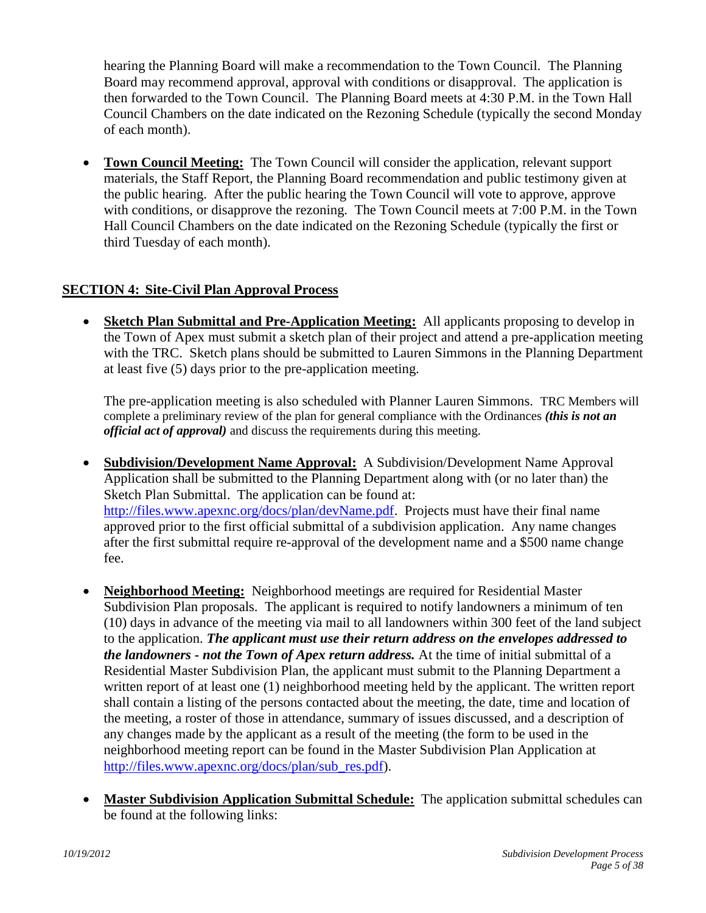hearing the Planning Board will make a recommendation to the Town Council. The Planning Board may recommend approval, approval with conditions or disapproval. The application is then forwarded to the Town Council. The Planning Board meets at 4:30 P.M. in the Town Hall Council Chambers on the date indicated on the Rezoning Schedule (typically the second Monday of each month).

- **Town Council Meeting:** The Town Council will consider the application, relevant support materials, the Staff Report, the Planning Board recommendation and public testimony given at the public hearing. After the public hearing the Town Council will vote to approve, approve with conditions, or disapprove the rezoning. The Town Council meets at 7:00 P.M. in the Town Hall Council Chambers on the date indicated on the Rezoning Schedule (typically the first or third Tuesday of each month).

## SECTION 4: Site-Civil Plan Approval Process

- **Sketch Plan Submittal and Pre-Application Meeting:** All applicants proposing to develop in the Town of Apex must submit a sketch plan of their project and attend a pre-application meeting with the TRC. Sketch plans should be submitted to Lauren Simmons in the Planning Department at least five (5) days prior to the pre-application meeting.

  The pre-application meeting is also scheduled with Planner Lauren Simmons. TRC Members will complete a preliminary review of the plan for general compliance with the Ordinances ***(this is not an official act of approval)*** and discuss the requirements during this meeting.

- **Subdivision/Development Name Approval:** A Subdivision/Development Name Approval Application shall be submitted to the Planning Department along with (or no later than) the Sketch Plan Submittal. The application can be found at: [http://files.www.apexnc.org/docs/plan/devName.pdf](http://files.www.apexnc.org/docs/plan/devName.pdf). Projects must have their final name approved prior to the first official submittal of a subdivision application. Any name changes after the first submittal require re-approval of the development name and a $500 name change fee.

- **Neighborhood Meeting:** Neighborhood meetings are required for Residential Master Subdivision Plan proposals. The applicant is required to notify landowners a minimum of ten (10) days in advance of the meeting via mail to all landowners within 300 feet of the land subject to the application. ***The applicant must use their return address on the envelopes addressed to the landowners - not the Town of Apex return address.*** At the time of initial submittal of a Residential Master Subdivision Plan, the applicant must submit to the Planning Department a written report of at least one (1) neighborhood meeting held by the applicant. The written report shall contain a listing of the persons contacted about the meeting, the date, time and location of the meeting, a roster of those in attendance, summary of issues discussed, and a description of any changes made by the applicant as a result of the meeting (the form to be used in the neighborhood meeting report can be found in the Master Subdivision Plan Application at [http://files.www.apexnc.org/docs/plan/sub_res.pdf](http://files.www.apexnc.org/docs/plan/sub_res.pdf)).

- **Master Subdivision Application Submittal Schedule:** The application submittal schedules can be found at the following links: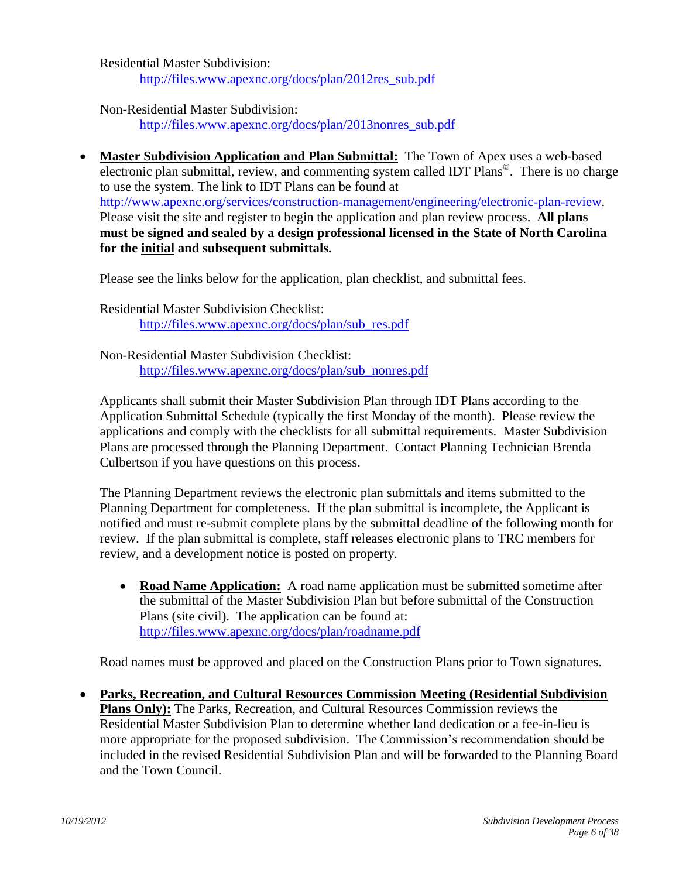Residential Master Subdivision:
http://files.www.apexnc.org/docs/plan/2012res_sub.pdf

Non-Residential Master Subdivision:
http://files.www.apexnc.org/docs/plan/2013nonres_sub.pdf

- **Master Subdivision Application and Plan Submittal:** The Town of Apex uses a web-based electronic plan submittal, review, and commenting system called IDT Plans©. There is no charge to use the system. The link to IDT Plans can be found at http://www.apexnc.org/services/construction-management/engineering/electronic-plan-review. Please visit the site and register to begin the application and plan review process. **All plans must be signed and sealed by a design professional licensed in the State of North Carolina for the initial and subsequent submittals.**

  Please see the links below for the application, plan checklist, and submittal fees.

  Residential Master Subdivision Checklist:
  http://files.www.apexnc.org/docs/plan/sub_res.pdf

  Non-Residential Master Subdivision Checklist:
  http://files.www.apexnc.org/docs/plan/sub_nonres.pdf

  Applicants shall submit their Master Subdivision Plan through IDT Plans according to the Application Submittal Schedule (typically the first Monday of the month). Please review the applications and comply with the checklists for all submittal requirements. Master Subdivision Plans are processed through the Planning Department. Contact Planning Technician Brenda Culbertson if you have questions on this process.

  The Planning Department reviews the electronic plan submittals and items submitted to the Planning Department for completeness. If the plan submittal is incomplete, the Applicant is notified and must re-submit complete plans by the submittal deadline of the following month for review. If the plan submittal is complete, staff releases electronic plans to TRC members for review, and a development notice is posted on property.

  - **Road Name Application:** A road name application must be submitted sometime after the submittal of the Master Subdivision Plan but before submittal of the Construction Plans (site civil). The application can be found at: http://files.www.apexnc.org/docs/plan/roadname.pdf

  Road names must be approved and placed on the Construction Plans prior to Town signatures.

- **Parks, Recreation, and Cultural Resources Commission Meeting (Residential Subdivision Plans Only):** The Parks, Recreation, and Cultural Resources Commission reviews the Residential Master Subdivision Plan to determine whether land dedication or a fee-in-lieu is more appropriate for the proposed subdivision. The Commission's recommendation should be included in the revised Residential Subdivision Plan and will be forwarded to the Planning Board and the Town Council.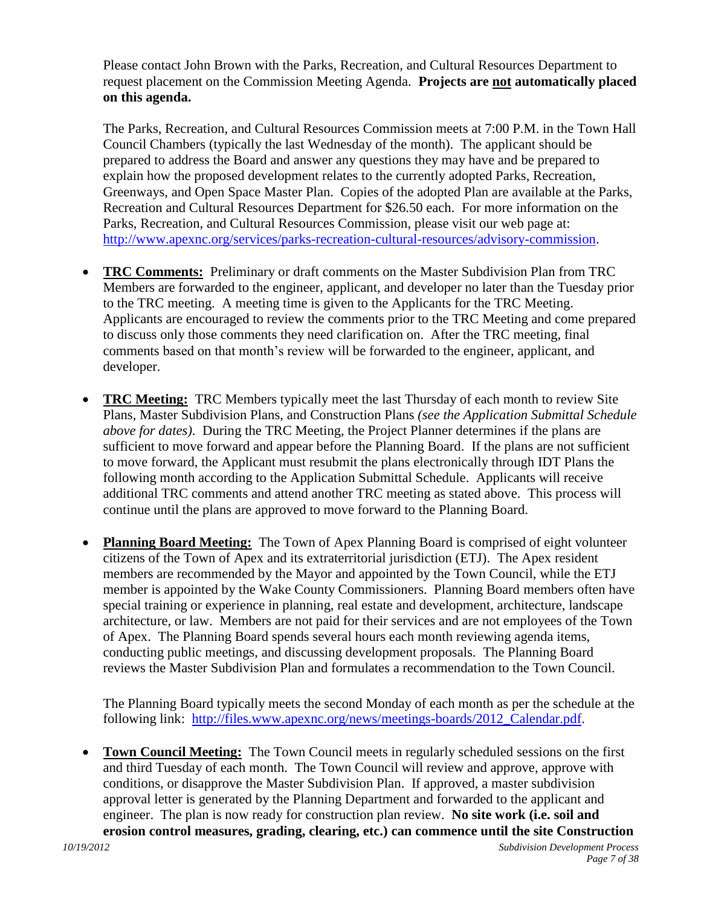Please contact John Brown with the Parks, Recreation, and Cultural Resources Department to request placement on the Commission Meeting Agenda. **Projects are <u>not</u> automatically placed on this agenda.**

The Parks, Recreation, and Cultural Resources Commission meets at 7:00 P.M. in the Town Hall Council Chambers (typically the last Wednesday of the month). The applicant should be prepared to address the Board and answer any questions they may have and be prepared to explain how the proposed development relates to the currently adopted Parks, Recreation, Greenways, and Open Space Master Plan. Copies of the adopted Plan are available at the Parks, Recreation and Cultural Resources Department for $26.50 each. For more information on the Parks, Recreation, and Cultural Resources Commission, please visit our web page at: [http://www.apexnc.org/services/parks-recreation-cultural-resources/advisory-commission](http://www.apexnc.org/services/parks-recreation-cultural-resources/advisory-commission).

- **<u>TRC Comments:</u>** Preliminary or draft comments on the Master Subdivision Plan from TRC Members are forwarded to the engineer, applicant, and developer no later than the Tuesday prior to the TRC meeting. A meeting time is given to the Applicants for the TRC Meeting. Applicants are encouraged to review the comments prior to the TRC Meeting and come prepared to discuss only those comments they need clarification on. After the TRC meeting, final comments based on that month's review will be forwarded to the engineer, applicant, and developer.

- **<u>TRC Meeting:</u>** TRC Members typically meet the last Thursday of each month to review Site Plans, Master Subdivision Plans, and Construction Plans *(see the Application Submittal Schedule above for dates)*. During the TRC Meeting, the Project Planner determines if the plans are sufficient to move forward and appear before the Planning Board. If the plans are not sufficient to move forward, the Applicant must resubmit the plans electronically through IDT Plans the following month according to the Application Submittal Schedule. Applicants will receive additional TRC comments and attend another TRC meeting as stated above. This process will continue until the plans are approved to move forward to the Planning Board.

- **<u>Planning Board Meeting:</u>** The Town of Apex Planning Board is comprised of eight volunteer citizens of the Town of Apex and its extraterritorial jurisdiction (ETJ). The Apex resident members are recommended by the Mayor and appointed by the Town Council, while the ETJ member is appointed by the Wake County Commissioners. Planning Board members often have special training or experience in planning, real estate and development, architecture, landscape architecture, or law. Members are not paid for their services and are not employees of the Town of Apex. The Planning Board spends several hours each month reviewing agenda items, conducting public meetings, and discussing development proposals. The Planning Board reviews the Master Subdivision Plan and formulates a recommendation to the Town Council.

  The Planning Board typically meets the second Monday of each month as per the schedule at the following link: [http://files.www.apexnc.org/news/meetings-boards/2012_Calendar.pdf](http://files.www.apexnc.org/news/meetings-boards/2012_Calendar.pdf).

- **<u>Town Council Meeting:</u>** The Town Council meets in regularly scheduled sessions on the first and third Tuesday of each month. The Town Council will review and approve, approve with conditions, or disapprove the Master Subdivision Plan. If approved, a master subdivision approval letter is generated by the Planning Department and forwarded to the applicant and engineer. The plan is now ready for construction plan review. **No site work (i.e. soil and erosion control measures, grading, clearing, etc.) can commence until the site Construction**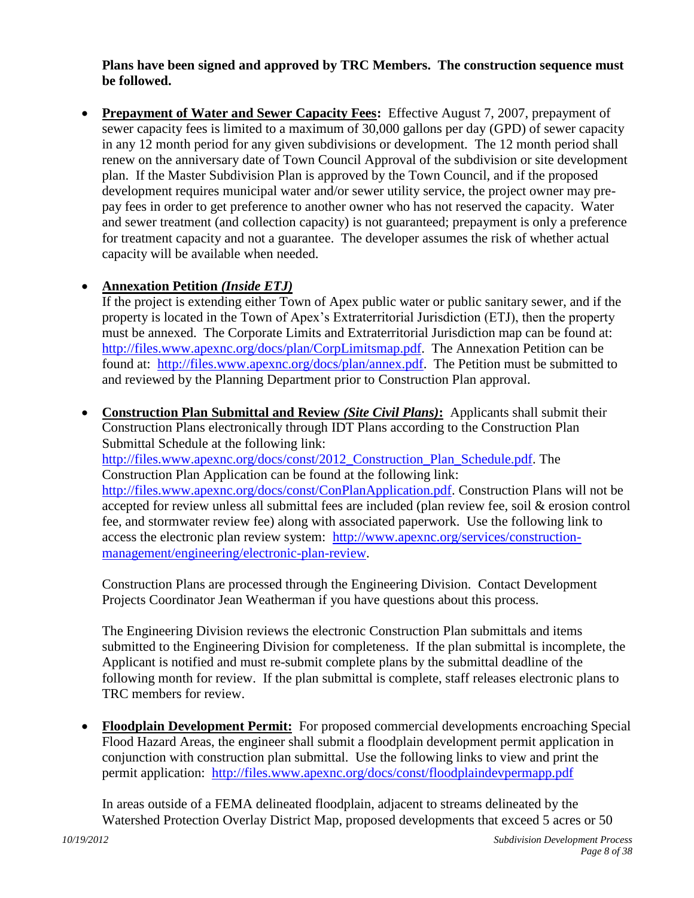**Plans have been signed and approved by TRC Members. The construction sequence must be followed.**

- **<u>Prepayment of Water and Sewer Capacity Fees</u>:** Effective August 7, 2007, prepayment of sewer capacity fees is limited to a maximum of 30,000 gallons per day (GPD) of sewer capacity in any 12 month period for any given subdivisions or development. The 12 month period shall renew on the anniversary date of Town Council Approval of the subdivision or site development plan. If the Master Subdivision Plan is approved by the Town Council, and if the proposed development requires municipal water and/or sewer utility service, the project owner may pre-pay fees in order to get preference to another owner who has not reserved the capacity. Water and sewer treatment (and collection capacity) is not guaranteed; prepayment is only a preference for treatment capacity and not a guarantee. The developer assumes the risk of whether actual capacity will be available when needed.

- **<u>Annexation Petition *(Inside ETJ)*</u>**
  If the project is extending either Town of Apex public water or public sanitary sewer, and if the property is located in the Town of Apex's Extraterritorial Jurisdiction (ETJ), then the property must be annexed. The Corporate Limits and Extraterritorial Jurisdiction map can be found at: http://files.www.apexnc.org/docs/plan/CorpLimitsmap.pdf. The Annexation Petition can be found at: http://files.www.apexnc.org/docs/plan/annex.pdf. The Petition must be submitted to and reviewed by the Planning Department prior to Construction Plan approval.

- **<u>Construction Plan Submittal and Review *(Site Civil Plans)*</u>:** Applicants shall submit their Construction Plans electronically through IDT Plans according to the Construction Plan Submittal Schedule at the following link: http://files.www.apexnc.org/docs/const/2012_Construction_Plan_Schedule.pdf. The Construction Plan Application can be found at the following link: http://files.www.apexnc.org/docs/const/ConPlanApplication.pdf. Construction Plans will not be accepted for review unless all submittal fees are included (plan review fee, soil & erosion control fee, and stormwater review fee) along with associated paperwork. Use the following link to access the electronic plan review system: http://www.apexnc.org/services/construction-management/engineering/electronic-plan-review.

  Construction Plans are processed through the Engineering Division. Contact Development Projects Coordinator Jean Weatherman if you have questions about this process.

  The Engineering Division reviews the electronic Construction Plan submittals and items submitted to the Engineering Division for completeness. If the plan submittal is incomplete, the Applicant is notified and must re-submit complete plans by the submittal deadline of the following month for review. If the plan submittal is complete, staff releases electronic plans to TRC members for review.

- **<u>Floodplain Development Permit</u>:** For proposed commercial developments encroaching Special Flood Hazard Areas, the engineer shall submit a floodplain development permit application in conjunction with construction plan submittal. Use the following links to view and print the permit application: http://files.www.apexnc.org/docs/const/floodplaindevpermapp.pdf

  In areas outside of a FEMA delineated floodplain, adjacent to streams delineated by the Watershed Protection Overlay District Map, proposed developments that exceed 5 acres or 50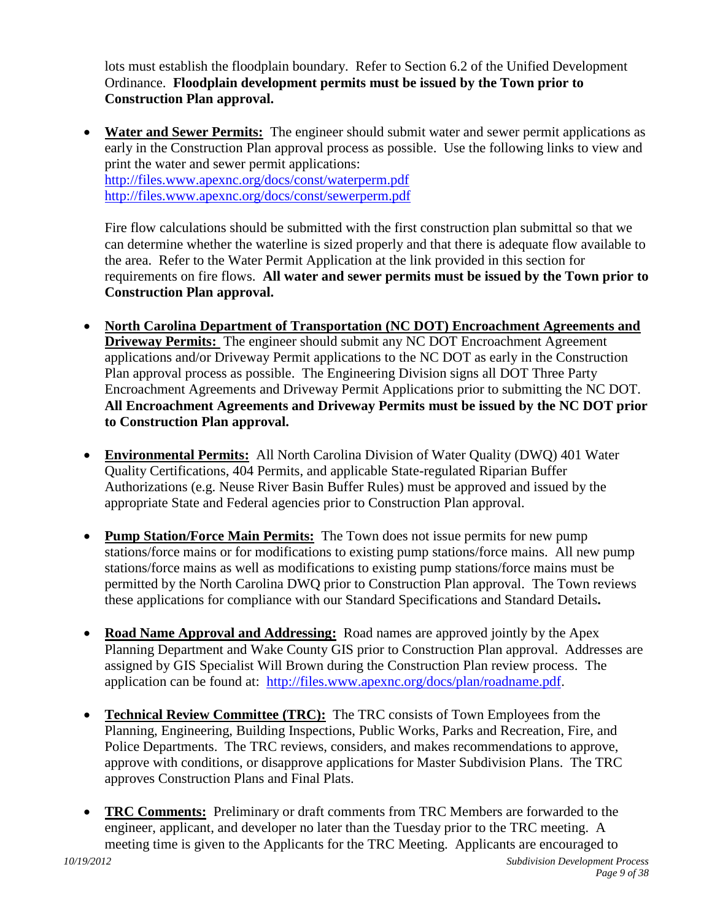lots must establish the floodplain boundary. Refer to Section 6.2 of the Unified Development Ordinance. **Floodplain development permits must be issued by the Town prior to Construction Plan approval.**

- **Water and Sewer Permits:** The engineer should submit water and sewer permit applications as early in the Construction Plan approval process as possible. Use the following links to view and print the water and sewer permit applications:
  http://files.www.apexnc.org/docs/const/waterperm.pdf
  http://files.www.apexnc.org/docs/const/sewerperm.pdf

  Fire flow calculations should be submitted with the first construction plan submittal so that we can determine whether the waterline is sized properly and that there is adequate flow available to the area. Refer to the Water Permit Application at the link provided in this section for requirements on fire flows. **All water and sewer permits must be issued by the Town prior to Construction Plan approval.**

- **North Carolina Department of Transportation (NC DOT) Encroachment Agreements and Driveway Permits:** The engineer should submit any NC DOT Encroachment Agreement applications and/or Driveway Permit applications to the NC DOT as early in the Construction Plan approval process as possible. The Engineering Division signs all DOT Three Party Encroachment Agreements and Driveway Permit Applications prior to submitting the NC DOT. **All Encroachment Agreements and Driveway Permits must be issued by the NC DOT prior to Construction Plan approval.**

- **Environmental Permits:** All North Carolina Division of Water Quality (DWQ) 401 Water Quality Certifications, 404 Permits, and applicable State-regulated Riparian Buffer Authorizations (e.g. Neuse River Basin Buffer Rules) must be approved and issued by the appropriate State and Federal agencies prior to Construction Plan approval.

- **Pump Station/Force Main Permits:** The Town does not issue permits for new pump stations/force mains or for modifications to existing pump stations/force mains. All new pump stations/force mains as well as modifications to existing pump stations/force mains must be permitted by the North Carolina DWQ prior to Construction Plan approval. The Town reviews these applications for compliance with our Standard Specifications and Standard Details**.**

- **Road Name Approval and Addressing:** Road names are approved jointly by the Apex Planning Department and Wake County GIS prior to Construction Plan approval. Addresses are assigned by GIS Specialist Will Brown during the Construction Plan review process. The application can be found at: http://files.www.apexnc.org/docs/plan/roadname.pdf.

- **Technical Review Committee (TRC):** The TRC consists of Town Employees from the Planning, Engineering, Building Inspections, Public Works, Parks and Recreation, Fire, and Police Departments. The TRC reviews, considers, and makes recommendations to approve, approve with conditions, or disapprove applications for Master Subdivision Plans. The TRC approves Construction Plans and Final Plats.

- **TRC Comments:** Preliminary or draft comments from TRC Members are forwarded to the engineer, applicant, and developer no later than the Tuesday prior to the TRC meeting. A meeting time is given to the Applicants for the TRC Meeting. Applicants are encouraged to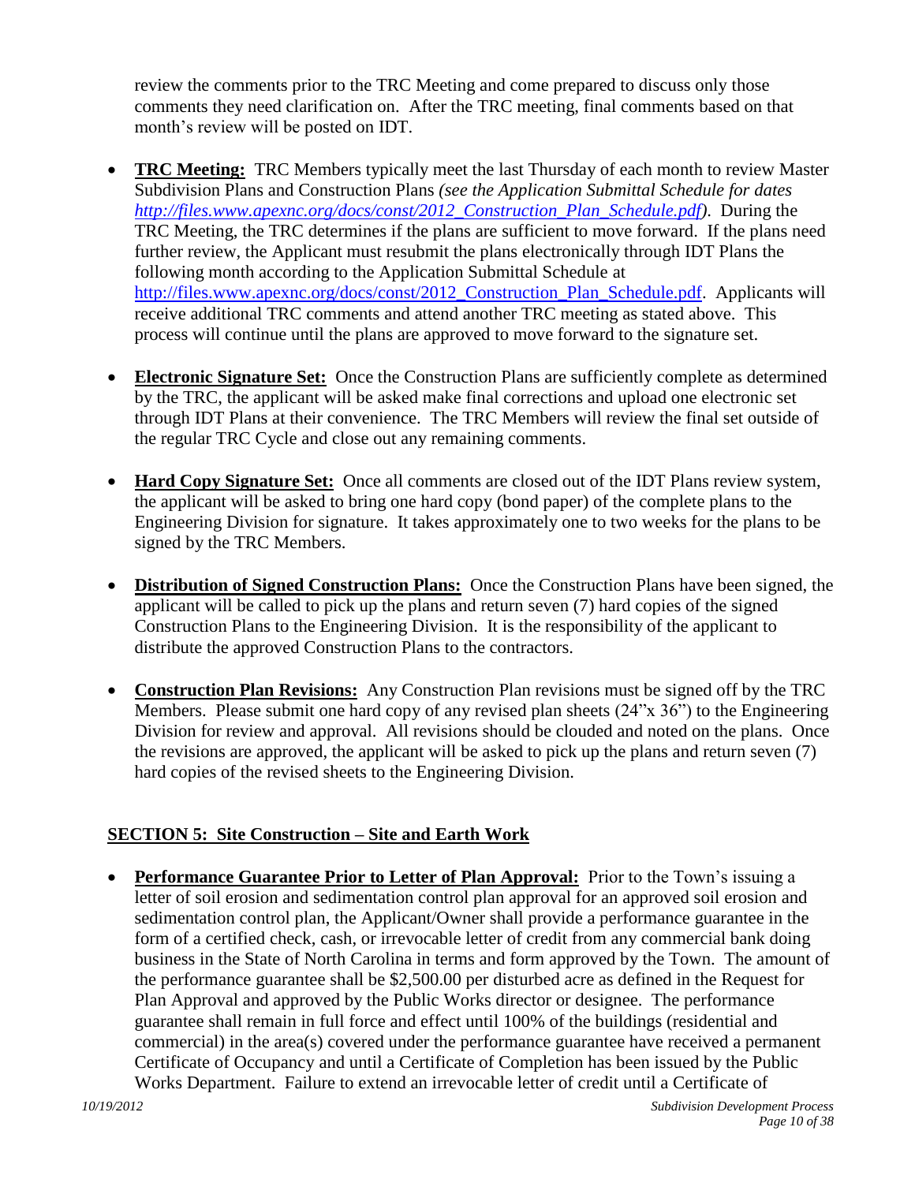review the comments prior to the TRC Meeting and come prepared to discuss only those comments they need clarification on. After the TRC meeting, final comments based on that month's review will be posted on IDT.

- **TRC Meeting:** TRC Members typically meet the last Thursday of each month to review Master Subdivision Plans and Construction Plans *(see the Application Submittal Schedule for dates http://files.www.apexnc.org/docs/const/2012_Construction_Plan_Schedule.pdf)*. During the TRC Meeting, the TRC determines if the plans are sufficient to move forward. If the plans need further review, the Applicant must resubmit the plans electronically through IDT Plans the following month according to the Application Submittal Schedule at http://files.www.apexnc.org/docs/const/2012_Construction_Plan_Schedule.pdf. Applicants will receive additional TRC comments and attend another TRC meeting as stated above. This process will continue until the plans are approved to move forward to the signature set.

- **Electronic Signature Set:** Once the Construction Plans are sufficiently complete as determined by the TRC, the applicant will be asked make final corrections and upload one electronic set through IDT Plans at their convenience. The TRC Members will review the final set outside of the regular TRC Cycle and close out any remaining comments.

- **Hard Copy Signature Set:** Once all comments are closed out of the IDT Plans review system, the applicant will be asked to bring one hard copy (bond paper) of the complete plans to the Engineering Division for signature. It takes approximately one to two weeks for the plans to be signed by the TRC Members.

- **Distribution of Signed Construction Plans:** Once the Construction Plans have been signed, the applicant will be called to pick up the plans and return seven (7) hard copies of the signed Construction Plans to the Engineering Division. It is the responsibility of the applicant to distribute the approved Construction Plans to the contractors.

- **Construction Plan Revisions:** Any Construction Plan revisions must be signed off by the TRC Members. Please submit one hard copy of any revised plan sheets (24"x 36") to the Engineering Division for review and approval. All revisions should be clouded and noted on the plans. Once the revisions are approved, the applicant will be asked to pick up the plans and return seven (7) hard copies of the revised sheets to the Engineering Division.

## SECTION 5: Site Construction – Site and Earth Work

- **Performance Guarantee Prior to Letter of Plan Approval:** Prior to the Town's issuing a letter of soil erosion and sedimentation control plan approval for an approved soil erosion and sedimentation control plan, the Applicant/Owner shall provide a performance guarantee in the form of a certified check, cash, or irrevocable letter of credit from any commercial bank doing business in the State of North Carolina in terms and form approved by the Town. The amount of the performance guarantee shall be $2,500.00 per disturbed acre as defined in the Request for Plan Approval and approved by the Public Works director or designee. The performance guarantee shall remain in full force and effect until 100% of the buildings (residential and commercial) in the area(s) covered under the performance guarantee have received a permanent Certificate of Occupancy and until a Certificate of Completion has been issued by the Public Works Department. Failure to extend an irrevocable letter of credit until a Certificate of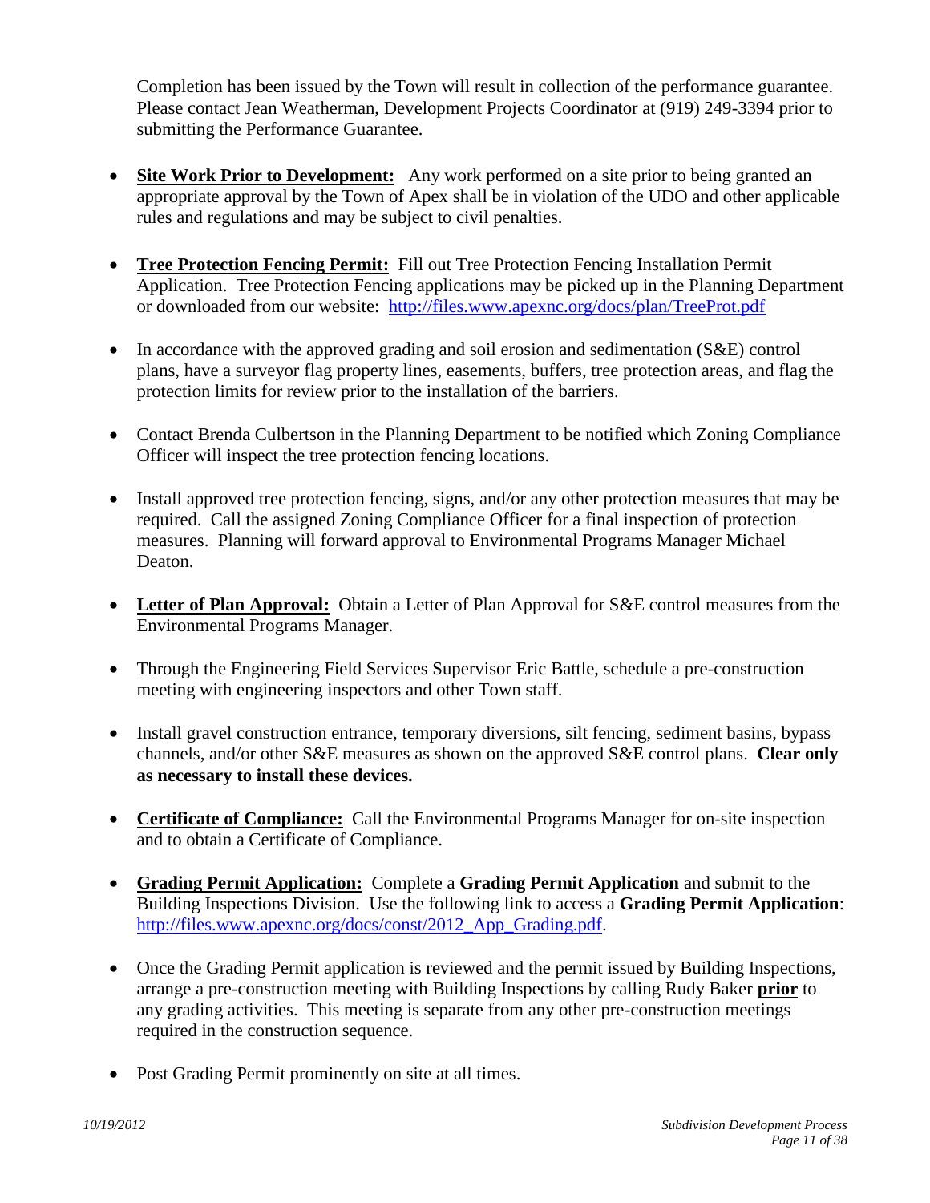Completion has been issued by the Town will result in collection of the performance guarantee. Please contact Jean Weatherman, Development Projects Coordinator at (919) 249-3394 prior to submitting the Performance Guarantee.

- **Site Work Prior to Development:** Any work performed on a site prior to being granted an appropriate approval by the Town of Apex shall be in violation of the UDO and other applicable rules and regulations and may be subject to civil penalties.

- **Tree Protection Fencing Permit:** Fill out Tree Protection Fencing Installation Permit Application. Tree Protection Fencing applications may be picked up in the Planning Department or downloaded from our website: http://files.www.apexnc.org/docs/plan/TreeProt.pdf

- In accordance with the approved grading and soil erosion and sedimentation (S&E) control plans, have a surveyor flag property lines, easements, buffers, tree protection areas, and flag the protection limits for review prior to the installation of the barriers.

- Contact Brenda Culbertson in the Planning Department to be notified which Zoning Compliance Officer will inspect the tree protection fencing locations.

- Install approved tree protection fencing, signs, and/or any other protection measures that may be required. Call the assigned Zoning Compliance Officer for a final inspection of protection measures. Planning will forward approval to Environmental Programs Manager Michael Deaton.

- **Letter of Plan Approval:** Obtain a Letter of Plan Approval for S&E control measures from the Environmental Programs Manager.

- Through the Engineering Field Services Supervisor Eric Battle, schedule a pre-construction meeting with engineering inspectors and other Town staff.

- Install gravel construction entrance, temporary diversions, silt fencing, sediment basins, bypass channels, and/or other S&E measures as shown on the approved S&E control plans. **Clear only as necessary to install these devices.**

- **Certificate of Compliance:** Call the Environmental Programs Manager for on-site inspection and to obtain a Certificate of Compliance.

- **Grading Permit Application:** Complete a **Grading Permit Application** and submit to the Building Inspections Division. Use the following link to access a **Grading Permit Application**: http://files.www.apexnc.org/docs/const/2012_App_Grading.pdf.

- Once the Grading Permit application is reviewed and the permit issued by Building Inspections, arrange a pre-construction meeting with Building Inspections by calling Rudy Baker **prior** to any grading activities. This meeting is separate from any other pre-construction meetings required in the construction sequence.

- Post Grading Permit prominently on site at all times.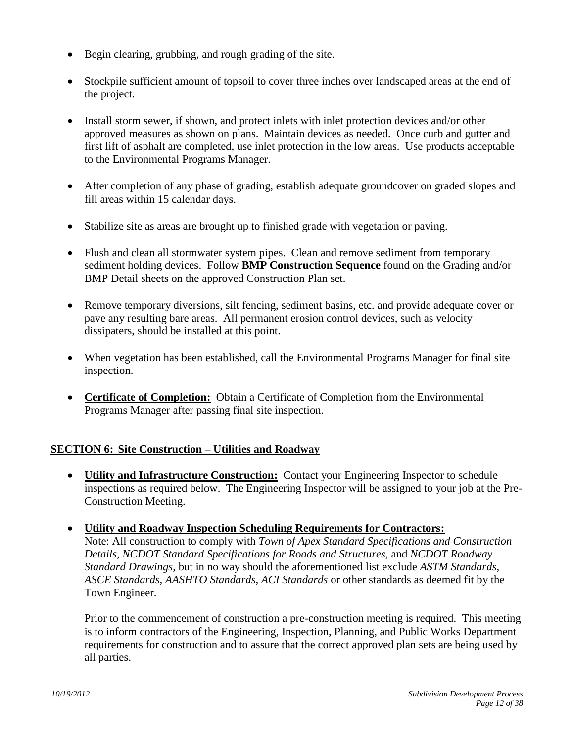- Begin clearing, grubbing, and rough grading of the site.
- Stockpile sufficient amount of topsoil to cover three inches over landscaped areas at the end of the project.
- Install storm sewer, if shown, and protect inlets with inlet protection devices and/or other approved measures as shown on plans. Maintain devices as needed. Once curb and gutter and first lift of asphalt are completed, use inlet protection in the low areas. Use products acceptable to the Environmental Programs Manager.
- After completion of any phase of grading, establish adequate groundcover on graded slopes and fill areas within 15 calendar days.
- Stabilize site as areas are brought up to finished grade with vegetation or paving.
- Flush and clean all stormwater system pipes. Clean and remove sediment from temporary sediment holding devices. Follow **BMP Construction Sequence** found on the Grading and/or BMP Detail sheets on the approved Construction Plan set.
- Remove temporary diversions, silt fencing, sediment basins, etc. and provide adequate cover or pave any resulting bare areas. All permanent erosion control devices, such as velocity dissipaters, should be installed at this point.
- When vegetation has been established, call the Environmental Programs Manager for final site inspection.
- **Certificate of Completion:** Obtain a Certificate of Completion from the Environmental Programs Manager after passing final site inspection.

## SECTION 6: Site Construction – Utilities and Roadway

- **Utility and Infrastructure Construction:** Contact your Engineering Inspector to schedule inspections as required below. The Engineering Inspector will be assigned to your job at the Pre-Construction Meeting.
- **Utility and Roadway Inspection Scheduling Requirements for Contractors:**
  Note: All construction to comply with *Town of Apex Standard Specifications and Construction Details, NCDOT Standard Specifications for Roads and Structures*, and *NCDOT Roadway Standard Drawings*, but in no way should the aforementioned list exclude *ASTM Standards, ASCE Standards, AASHTO Standards, ACI Standards* or other standards as deemed fit by the Town Engineer.

  Prior to the commencement of construction a pre-construction meeting is required. This meeting is to inform contractors of the Engineering, Inspection, Planning, and Public Works Department requirements for construction and to assure that the correct approved plan sets are being used by all parties.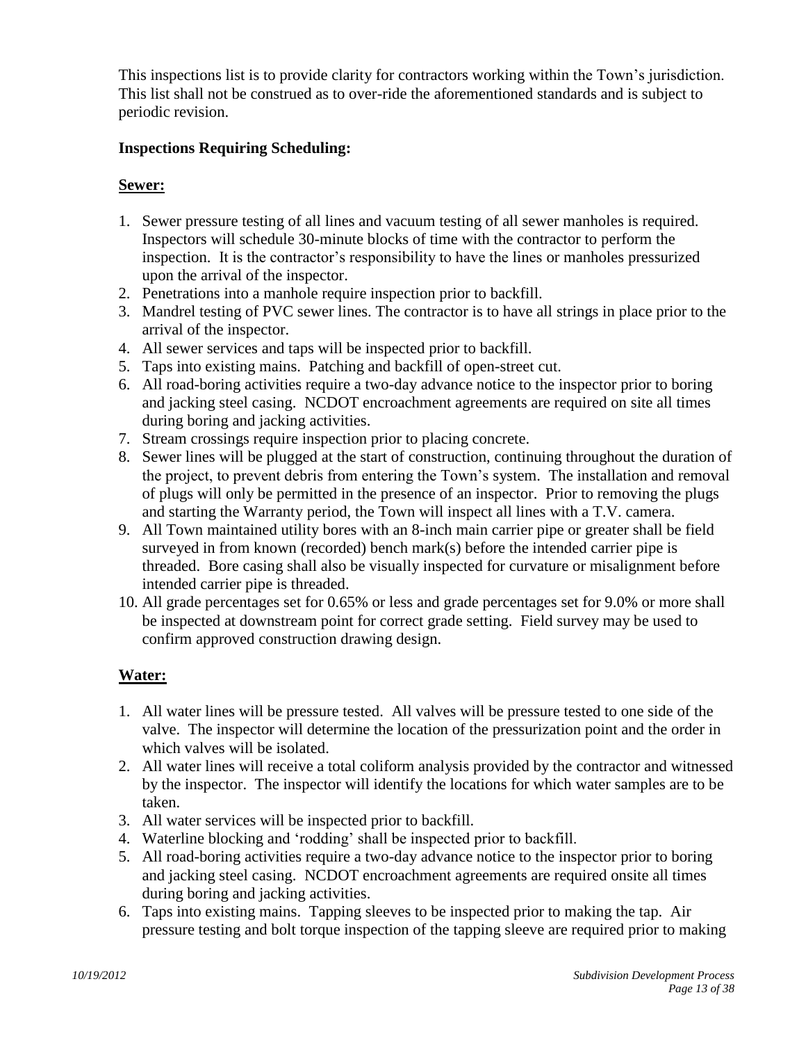This inspections list is to provide clarity for contractors working within the Town's jurisdiction. This list shall not be construed as to over-ride the aforementioned standards and is subject to periodic revision.

**Inspections Requiring Scheduling:**

**Sewer:**

1. Sewer pressure testing of all lines and vacuum testing of all sewer manholes is required. Inspectors will schedule 30-minute blocks of time with the contractor to perform the inspection. It is the contractor's responsibility to have the lines or manholes pressurized upon the arrival of the inspector.
2. Penetrations into a manhole require inspection prior to backfill.
3. Mandrel testing of PVC sewer lines. The contractor is to have all strings in place prior to the arrival of the inspector.
4. All sewer services and taps will be inspected prior to backfill.
5. Taps into existing mains. Patching and backfill of open-street cut.
6. All road-boring activities require a two-day advance notice to the inspector prior to boring and jacking steel casing. NCDOT encroachment agreements are required on site all times during boring and jacking activities.
7. Stream crossings require inspection prior to placing concrete.
8. Sewer lines will be plugged at the start of construction, continuing throughout the duration of the project, to prevent debris from entering the Town's system. The installation and removal of plugs will only be permitted in the presence of an inspector. Prior to removing the plugs and starting the Warranty period, the Town will inspect all lines with a T.V. camera.
9. All Town maintained utility bores with an 8-inch main carrier pipe or greater shall be field surveyed in from known (recorded) bench mark(s) before the intended carrier pipe is threaded. Bore casing shall also be visually inspected for curvature or misalignment before intended carrier pipe is threaded.
10. All grade percentages set for 0.65% or less and grade percentages set for 9.0% or more shall be inspected at downstream point for correct grade setting. Field survey may be used to confirm approved construction drawing design.

**Water:**

1. All water lines will be pressure tested. All valves will be pressure tested to one side of the valve. The inspector will determine the location of the pressurization point and the order in which valves will be isolated.
2. All water lines will receive a total coliform analysis provided by the contractor and witnessed by the inspector. The inspector will identify the locations for which water samples are to be taken.
3. All water services will be inspected prior to backfill.
4. Waterline blocking and 'rodding' shall be inspected prior to backfill.
5. All road-boring activities require a two-day advance notice to the inspector prior to boring and jacking steel casing. NCDOT encroachment agreements are required onsite all times during boring and jacking activities.
6. Taps into existing mains. Tapping sleeves to be inspected prior to making the tap. Air pressure testing and bolt torque inspection of the tapping sleeve are required prior to making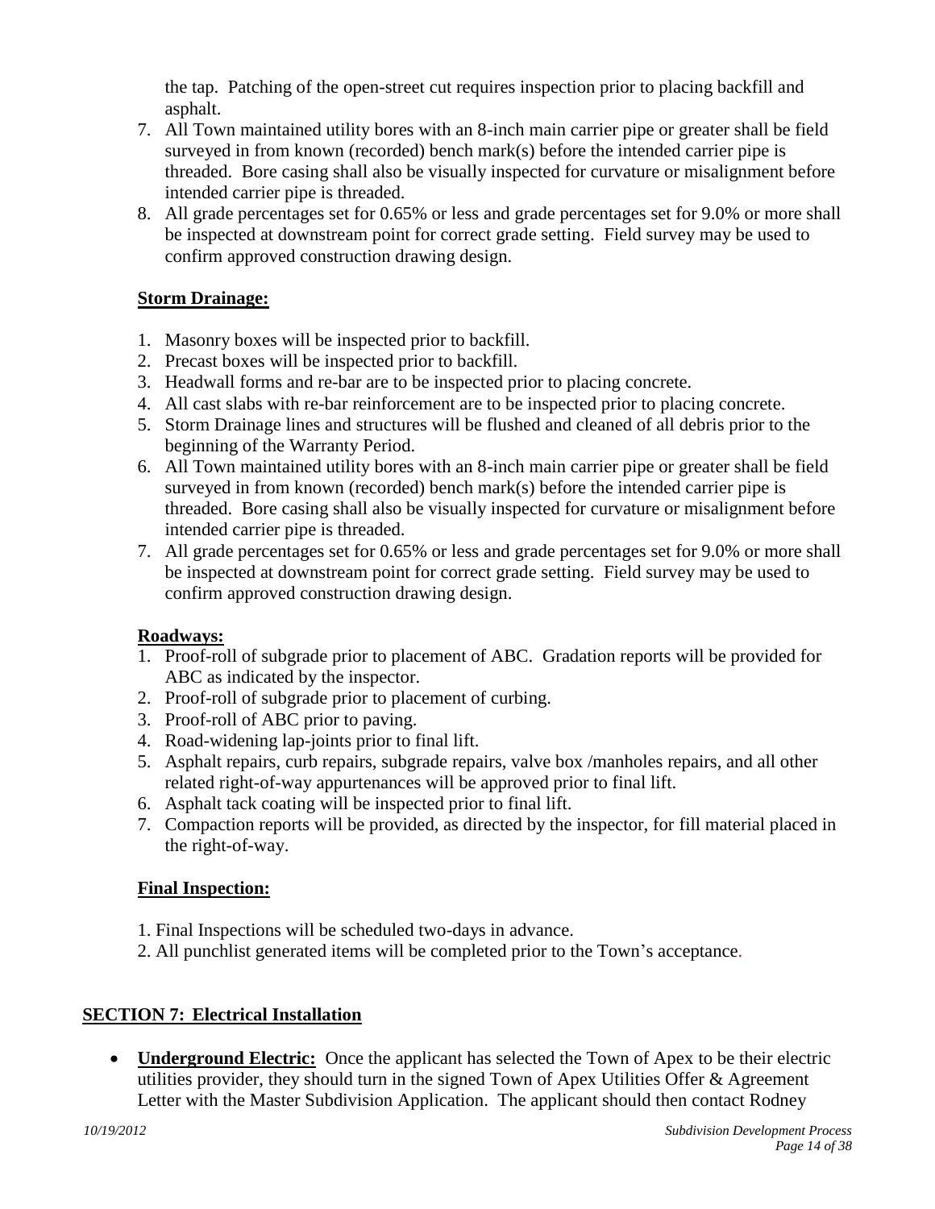the tap. Patching of the open-street cut requires inspection prior to placing backfill and asphalt.

7. All Town maintained utility bores with an 8-inch main carrier pipe or greater shall be field surveyed in from known (recorded) bench mark(s) before the intended carrier pipe is threaded. Bore casing shall also be visually inspected for curvature or misalignment before intended carrier pipe is threaded.
8. All grade percentages set for 0.65% or less and grade percentages set for 9.0% or more shall be inspected at downstream point for correct grade setting. Field survey may be used to confirm approved construction drawing design.

**Storm Drainage:**

1. Masonry boxes will be inspected prior to backfill.
2. Precast boxes will be inspected prior to backfill.
3. Headwall forms and re-bar are to be inspected prior to placing concrete.
4. All cast slabs with re-bar reinforcement are to be inspected prior to placing concrete.
5. Storm Drainage lines and structures will be flushed and cleaned of all debris prior to the beginning of the Warranty Period.
6. All Town maintained utility bores with an 8-inch main carrier pipe or greater shall be field surveyed in from known (recorded) bench mark(s) before the intended carrier pipe is threaded. Bore casing shall also be visually inspected for curvature or misalignment before intended carrier pipe is threaded.
7. All grade percentages set for 0.65% or less and grade percentages set for 9.0% or more shall be inspected at downstream point for correct grade setting. Field survey may be used to confirm approved construction drawing design.

**Roadways:**

1. Proof-roll of subgrade prior to placement of ABC. Gradation reports will be provided for ABC as indicated by the inspector.
2. Proof-roll of subgrade prior to placement of curbing.
3. Proof-roll of ABC prior to paving.
4. Road-widening lap-joints prior to final lift.
5. Asphalt repairs, curb repairs, subgrade repairs, valve box /manholes repairs, and all other related right-of-way appurtenances will be approved prior to final lift.
6. Asphalt tack coating will be inspected prior to final lift.
7. Compaction reports will be provided, as directed by the inspector, for fill material placed in the right-of-way.

**Final Inspection:**

1. Final Inspections will be scheduled two-days in advance.
2. All punchlist generated items will be completed prior to the Town's acceptance.

## SECTION 7: Electrical Installation

- **Underground Electric:** Once the applicant has selected the Town of Apex to be their electric utilities provider, they should turn in the signed Town of Apex Utilities Offer & Agreement Letter with the Master Subdivision Application. The applicant should then contact Rodney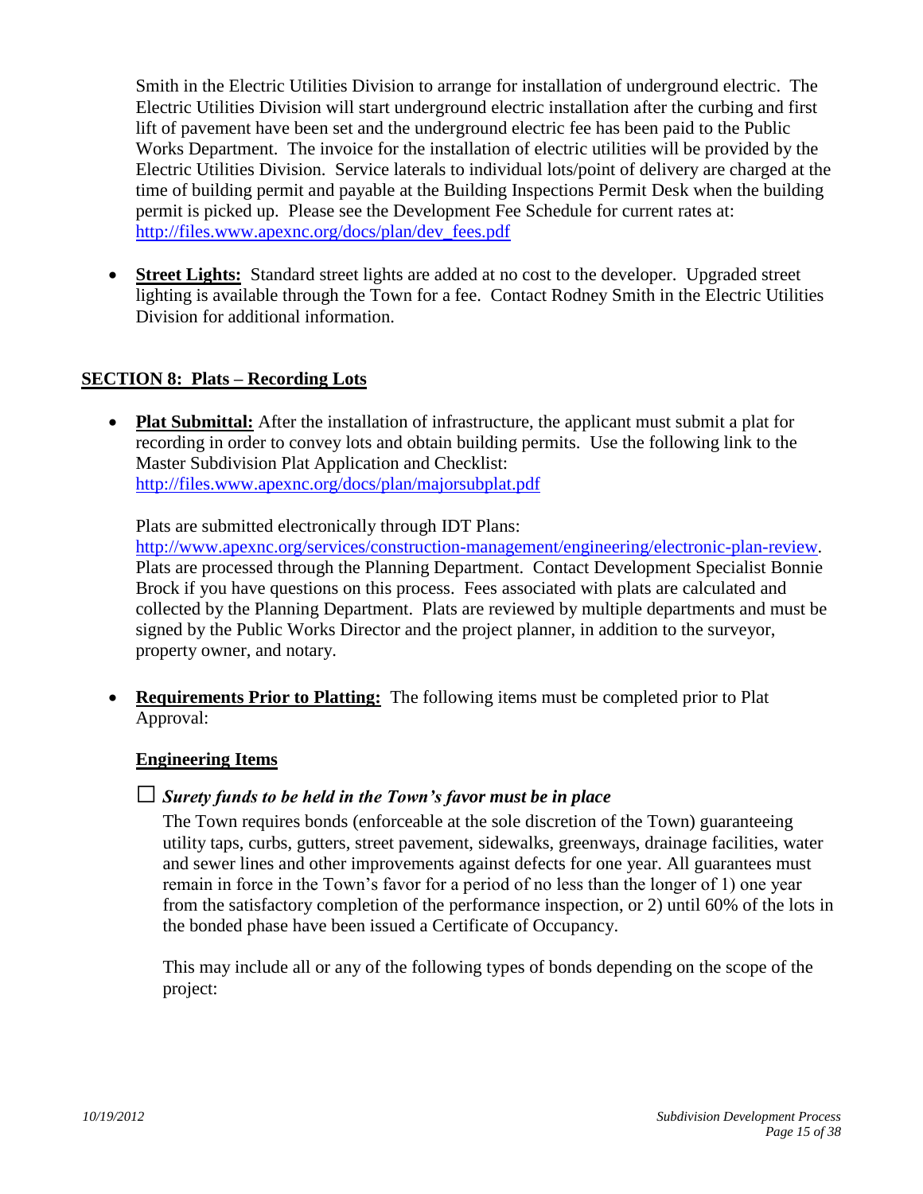Smith in the Electric Utilities Division to arrange for installation of underground electric. The Electric Utilities Division will start underground electric installation after the curbing and first lift of pavement have been set and the underground electric fee has been paid to the Public Works Department. The invoice for the installation of electric utilities will be provided by the Electric Utilities Division. Service laterals to individual lots/point of delivery are charged at the time of building permit and payable at the Building Inspections Permit Desk when the building permit is picked up. Please see the Development Fee Schedule for current rates at: http://files.www.apexnc.org/docs/plan/dev_fees.pdf

- **Street Lights:** Standard street lights are added at no cost to the developer. Upgraded street lighting is available through the Town for a fee. Contact Rodney Smith in the Electric Utilities Division for additional information.

## SECTION 8: Plats – Recording Lots

- **Plat Submittal:** After the installation of infrastructure, the applicant must submit a plat for recording in order to convey lots and obtain building permits. Use the following link to the Master Subdivision Plat Application and Checklist: http://files.www.apexnc.org/docs/plan/majorsubplat.pdf

  Plats are submitted electronically through IDT Plans: http://www.apexnc.org/services/construction-management/engineering/electronic-plan-review. Plats are processed through the Planning Department. Contact Development Specialist Bonnie Brock if you have questions on this process. Fees associated with plats are calculated and collected by the Planning Department. Plats are reviewed by multiple departments and must be signed by the Public Works Director and the project planner, in addition to the surveyor, property owner, and notary.

- **Requirements Prior to Platting:** The following items must be completed prior to Plat Approval:

  **Engineering Items**

  ☐ ***Surety funds to be held in the Town's favor must be in place***

  The Town requires bonds (enforceable at the sole discretion of the Town) guaranteeing utility taps, curbs, gutters, street pavement, sidewalks, greenways, drainage facilities, water and sewer lines and other improvements against defects for one year. All guarantees must remain in force in the Town's favor for a period of no less than the longer of 1) one year from the satisfactory completion of the performance inspection, or 2) until 60% of the lots in the bonded phase have been issued a Certificate of Occupancy.

  This may include all or any of the following types of bonds depending on the scope of the project: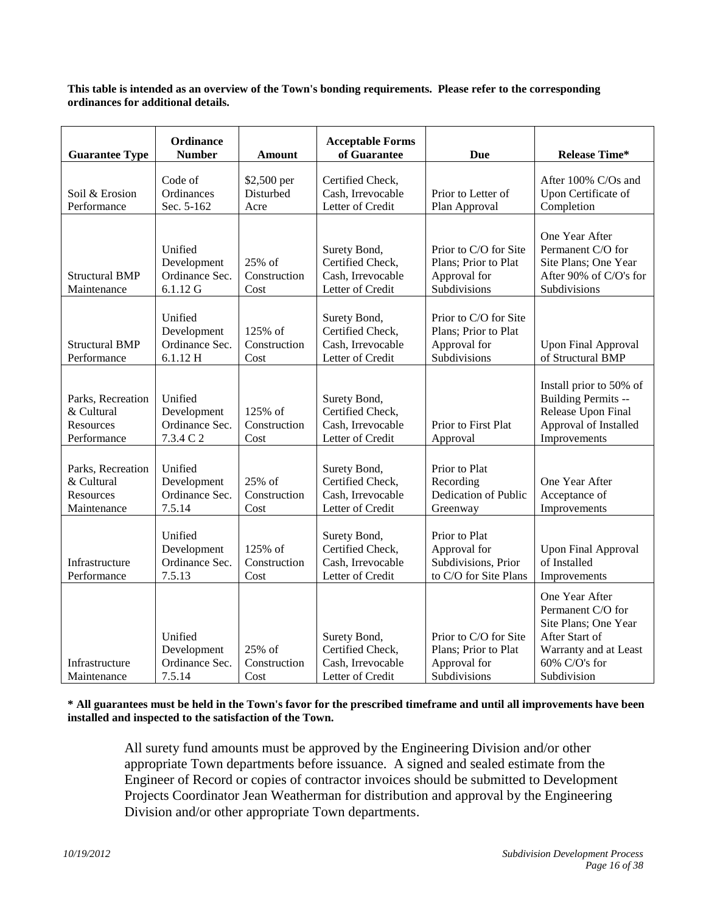**This table is intended as an overview of the Town's bonding requirements. Please refer to the corresponding ordinances for additional details.**

| Guarantee Type | Ordinance Number | Amount | Acceptable Forms of Guarantee | Due | Release Time* |
|---|---|---|---|---|---|
| Soil & Erosion Performance | Code of Ordinances Sec. 5-162 | $2,500 per Disturbed Acre | Certified Check, Cash, Irrevocable Letter of Credit | Prior to Letter of Plan Approval | After 100% C/Os and Upon Certificate of Completion |
| Structural BMP Maintenance | Unified Development Ordinance Sec. 6.1.12 G | 25% of Construction Cost | Surety Bond, Certified Check, Cash, Irrevocable Letter of Credit | Prior to C/O for Site Plans; Prior to Plat Approval for Subdivisions | One Year After Permanent C/O for Site Plans; One Year After 90% of C/O's for Subdivisions |
| Structural BMP Performance | Unified Development Ordinance Sec. 6.1.12 H | 125% of Construction Cost | Surety Bond, Certified Check, Cash, Irrevocable Letter of Credit | Prior to C/O for Site Plans; Prior to Plat Approval for Subdivisions | Upon Final Approval of Structural BMP |
| Parks, Recreation & Cultural Resources Performance | Unified Development Ordinance Sec. 7.3.4 C 2 | 125% of Construction Cost | Surety Bond, Certified Check, Cash, Irrevocable Letter of Credit | Prior to First Plat Approval | Install prior to 50% of Building Permits -- Release Upon Final Approval of Installed Improvements |
| Parks, Recreation & Cultural Resources Maintenance | Unified Development Ordinance Sec. 7.5.14 | 25% of Construction Cost | Surety Bond, Certified Check, Cash, Irrevocable Letter of Credit | Prior to Plat Recording Dedication of Public Greenway | One Year After Acceptance of Improvements |
| Infrastructure Performance | Unified Development Ordinance Sec. 7.5.13 | 125% of Construction Cost | Surety Bond, Certified Check, Cash, Irrevocable Letter of Credit | Prior to Plat Approval for Subdivisions, Prior to C/O for Site Plans | Upon Final Approval of Installed Improvements |
| Infrastructure Maintenance | Unified Development Ordinance Sec. 7.5.14 | 25% of Construction Cost | Surety Bond, Certified Check, Cash, Irrevocable Letter of Credit | Prior to C/O for Site Plans; Prior to Plat Approval for Subdivisions | One Year After Permanent C/O for Site Plans; One Year After Start of Warranty and at Least 60% C/O's for Subdivision |

**\* All guarantees must be held in the Town's favor for the prescribed timeframe and until all improvements have been installed and inspected to the satisfaction of the Town.**

All surety fund amounts must be approved by the Engineering Division and/or other appropriate Town departments before issuance. A signed and sealed estimate from the Engineer of Record or copies of contractor invoices should be submitted to Development Projects Coordinator Jean Weatherman for distribution and approval by the Engineering Division and/or other appropriate Town departments.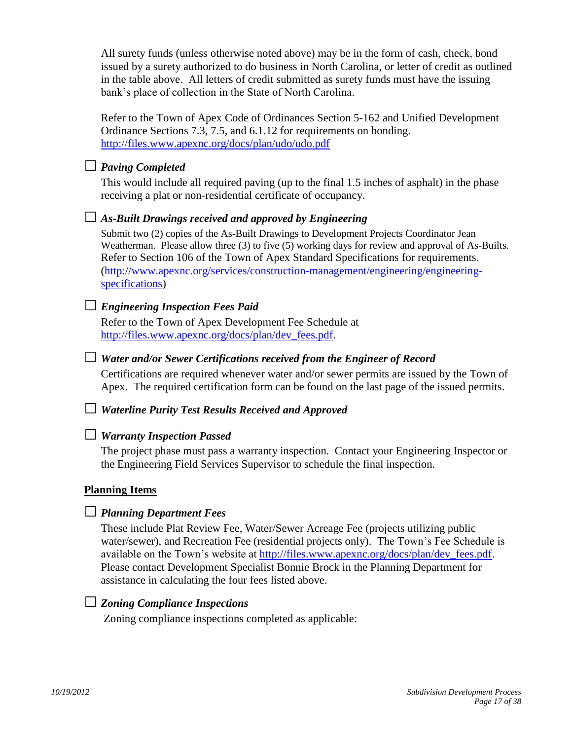All surety funds (unless otherwise noted above) may be in the form of cash, check, bond issued by a surety authorized to do business in North Carolina, or letter of credit as outlined in the table above. All letters of credit submitted as surety funds must have the issuing bank's place of collection in the State of North Carolina.

Refer to the Town of Apex Code of Ordinances Section 5-162 and Unified Development Ordinance Sections 7.3, 7.5, and 6.1.12 for requirements on bonding. http://files.www.apexnc.org/docs/plan/udo/udo.pdf

☐ ***Paving Completed***

This would include all required paving (up to the final 1.5 inches of asphalt) in the phase receiving a plat or non-residential certificate of occupancy.

☐ ***As-Built Drawings received and approved by Engineering***

Submit two (2) copies of the As-Built Drawings to Development Projects Coordinator Jean Weatherman. Please allow three (3) to five (5) working days for review and approval of As-Builts. Refer to Section 106 of the Town of Apex Standard Specifications for requirements. (http://www.apexnc.org/services/construction-management/engineering/engineering-specifications)

☐ ***Engineering Inspection Fees Paid***

Refer to the Town of Apex Development Fee Schedule at http://files.www.apexnc.org/docs/plan/dev_fees.pdf.

☐ ***Water and/or Sewer Certifications received from the Engineer of Record***

Certifications are required whenever water and/or sewer permits are issued by the Town of Apex. The required certification form can be found on the last page of the issued permits.

☐ ***Waterline Purity Test Results Received and Approved***

☐ ***Warranty Inspection Passed***

The project phase must pass a warranty inspection. Contact your Engineering Inspector or the Engineering Field Services Supervisor to schedule the final inspection.

**Planning Items**

☐ ***Planning Department Fees***

These include Plat Review Fee, Water/Sewer Acreage Fee (projects utilizing public water/sewer), and Recreation Fee (residential projects only). The Town's Fee Schedule is available on the Town's website at http://files.www.apexnc.org/docs/plan/dev_fees.pdf. Please contact Development Specialist Bonnie Brock in the Planning Department for assistance in calculating the four fees listed above.

☐ ***Zoning Compliance Inspections***

Zoning compliance inspections completed as applicable: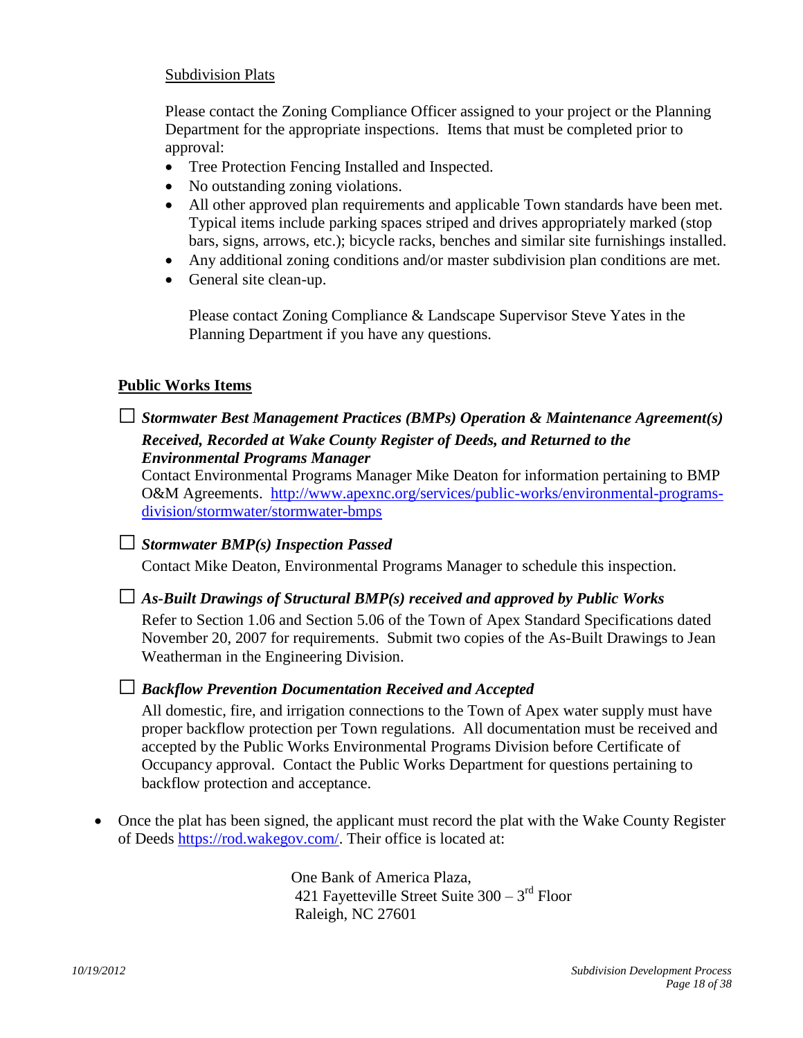Subdivision Plats

Please contact the Zoning Compliance Officer assigned to your project or the Planning Department for the appropriate inspections. Items that must be completed prior to approval:

- Tree Protection Fencing Installed and Inspected.
- No outstanding zoning violations.
- All other approved plan requirements and applicable Town standards have been met. Typical items include parking spaces striped and drives appropriately marked (stop bars, signs, arrows, etc.); bicycle racks, benches and similar site furnishings installed.
- Any additional zoning conditions and/or master subdivision plan conditions are met.
- General site clean-up.

  Please contact Zoning Compliance & Landscape Supervisor Steve Yates in the Planning Department if you have any questions.

**Public Works Items**

☐ ***Stormwater Best Management Practices (BMPs) Operation & Maintenance Agreement(s) Received, Recorded at Wake County Register of Deeds, and Returned to the Environmental Programs Manager***
Contact Environmental Programs Manager Mike Deaton for information pertaining to BMP O&M Agreements. http://www.apexnc.org/services/public-works/environmental-programs-division/stormwater/stormwater-bmps

☐ ***Stormwater BMP(s) Inspection Passed***
Contact Mike Deaton, Environmental Programs Manager to schedule this inspection.

☐ ***As-Built Drawings of Structural BMP(s) received and approved by Public Works***
Refer to Section 1.06 and Section 5.06 of the Town of Apex Standard Specifications dated November 20, 2007 for requirements. Submit two copies of the As-Built Drawings to Jean Weatherman in the Engineering Division.

☐ ***Backflow Prevention Documentation Received and Accepted***
All domestic, fire, and irrigation connections to the Town of Apex water supply must have proper backflow protection per Town regulations. All documentation must be received and accepted by the Public Works Environmental Programs Division before Certificate of Occupancy approval. Contact the Public Works Department for questions pertaining to backflow protection and acceptance.

- Once the plat has been signed, the applicant must record the plat with the Wake County Register of Deeds https://rod.wakegov.com/. Their office is located at:

  One Bank of America Plaza,
  421 Fayetteville Street Suite 300 – 3rd Floor
  Raleigh, NC 27601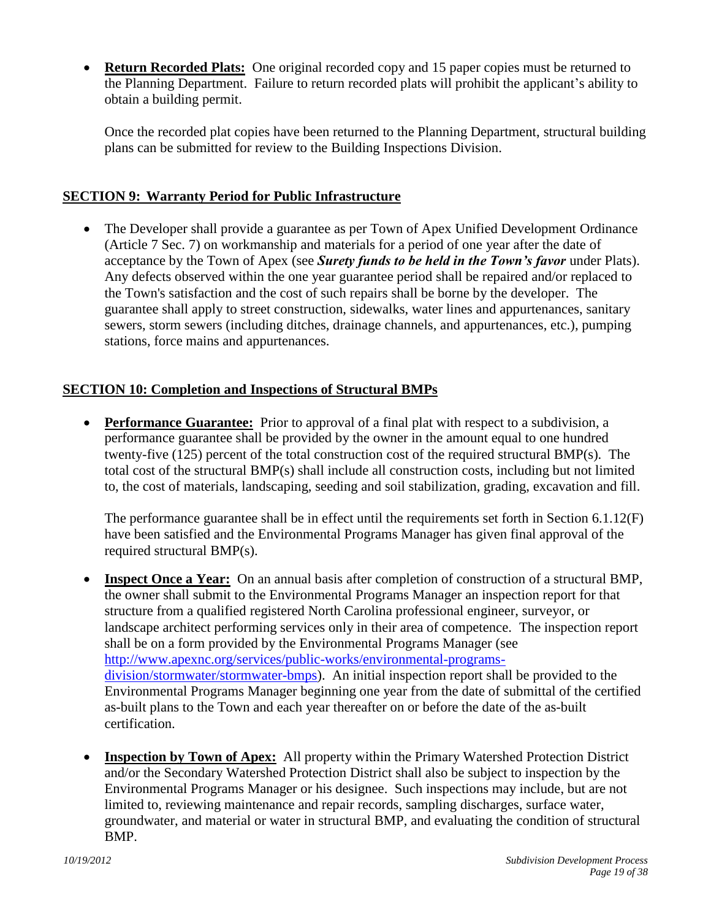- **Return Recorded Plats:** One original recorded copy and 15 paper copies must be returned to the Planning Department. Failure to return recorded plats will prohibit the applicant's ability to obtain a building permit.

  Once the recorded plat copies have been returned to the Planning Department, structural building plans can be submitted for review to the Building Inspections Division.

## SECTION 9: Warranty Period for Public Infrastructure

- The Developer shall provide a guarantee as per Town of Apex Unified Development Ordinance (Article 7 Sec. 7) on workmanship and materials for a period of one year after the date of acceptance by the Town of Apex (see ***Surety funds to be held in the Town's favor*** under Plats). Any defects observed within the one year guarantee period shall be repaired and/or replaced to the Town's satisfaction and the cost of such repairs shall be borne by the developer. The guarantee shall apply to street construction, sidewalks, water lines and appurtenances, sanitary sewers, storm sewers (including ditches, drainage channels, and appurtenances, etc.), pumping stations, force mains and appurtenances.

## SECTION 10: Completion and Inspections of Structural BMPs

- **Performance Guarantee:** Prior to approval of a final plat with respect to a subdivision, a performance guarantee shall be provided by the owner in the amount equal to one hundred twenty-five (125) percent of the total construction cost of the required structural BMP(s). The total cost of the structural BMP(s) shall include all construction costs, including but not limited to, the cost of materials, landscaping, seeding and soil stabilization, grading, excavation and fill.

  The performance guarantee shall be in effect until the requirements set forth in Section 6.1.12(F) have been satisfied and the Environmental Programs Manager has given final approval of the required structural BMP(s).

- **Inspect Once a Year:** On an annual basis after completion of construction of a structural BMP, the owner shall submit to the Environmental Programs Manager an inspection report for that structure from a qualified registered North Carolina professional engineer, surveyor, or landscape architect performing services only in their area of competence. The inspection report shall be on a form provided by the Environmental Programs Manager (see [http://www.apexnc.org/services/public-works/environmental-programs-division/stormwater/stormwater-bmps](http://www.apexnc.org/services/public-works/environmental-programs-division/stormwater/stormwater-bmps)). An initial inspection report shall be provided to the Environmental Programs Manager beginning one year from the date of submittal of the certified as-built plans to the Town and each year thereafter on or before the date of the as-built certification.

- **Inspection by Town of Apex:** All property within the Primary Watershed Protection District and/or the Secondary Watershed Protection District shall also be subject to inspection by the Environmental Programs Manager or his designee. Such inspections may include, but are not limited to, reviewing maintenance and repair records, sampling discharges, surface water, groundwater, and material or water in structural BMP, and evaluating the condition of structural BMP.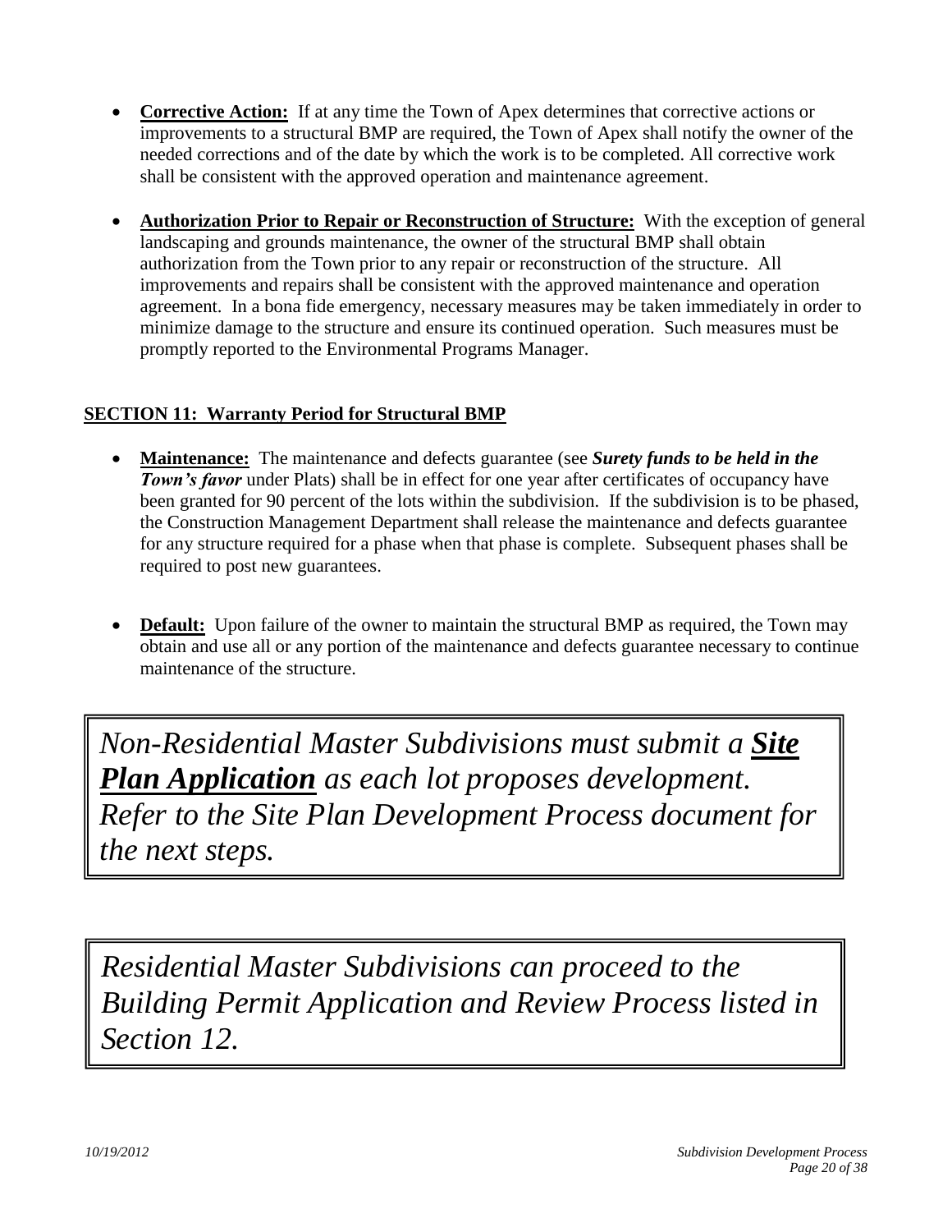- **Corrective Action:** If at any time the Town of Apex determines that corrective actions or improvements to a structural BMP are required, the Town of Apex shall notify the owner of the needed corrections and of the date by which the work is to be completed. All corrective work shall be consistent with the approved operation and maintenance agreement.

- **Authorization Prior to Repair or Reconstruction of Structure:** With the exception of general landscaping and grounds maintenance, the owner of the structural BMP shall obtain authorization from the Town prior to any repair or reconstruction of the structure. All improvements and repairs shall be consistent with the approved maintenance and operation agreement. In a bona fide emergency, necessary measures may be taken immediately in order to minimize damage to the structure and ensure its continued operation. Such measures must be promptly reported to the Environmental Programs Manager.

## SECTION 11: Warranty Period for Structural BMP

- **Maintenance:** The maintenance and defects guarantee (see ***Surety funds to be held in the Town's favor*** under Plats) shall be in effect for one year after certificates of occupancy have been granted for 90 percent of the lots within the subdivision. If the subdivision is to be phased, the Construction Management Department shall release the maintenance and defects guarantee for any structure required for a phase when that phase is complete. Subsequent phases shall be required to post new guarantees.

- **Default:** Upon failure of the owner to maintain the structural BMP as required, the Town may obtain and use all or any portion of the maintenance and defects guarantee necessary to continue maintenance of the structure.

> *Non-Residential Master Subdivisions must submit a **Site Plan Application** as each lot proposes development. Refer to the Site Plan Development Process document for the next steps.*

> *Residential Master Subdivisions can proceed to the Building Permit Application and Review Process listed in Section 12.*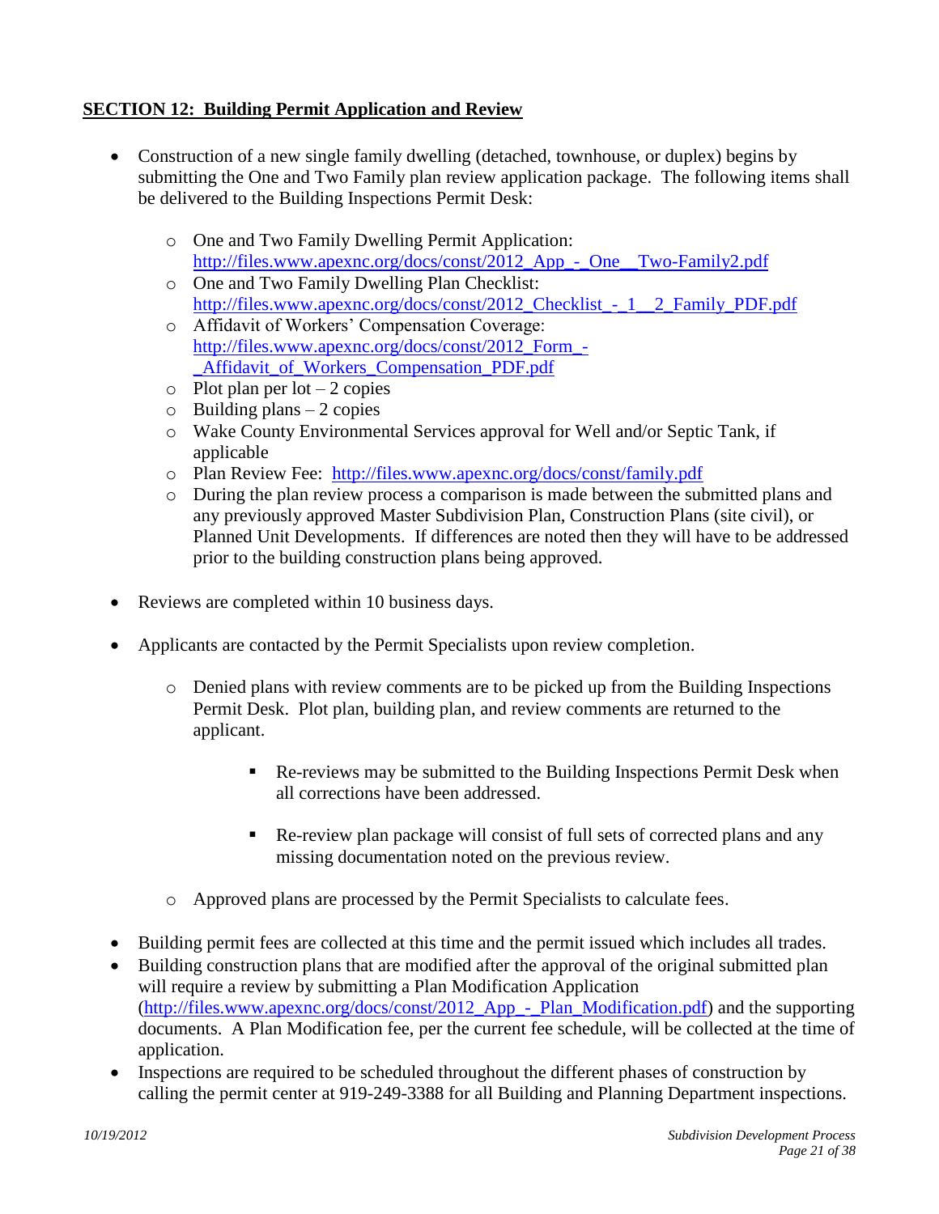## **SECTION 12: Building Permit Application and Review**

- Construction of a new single family dwelling (detached, townhouse, or duplex) begins by submitting the One and Two Family plan review application package. The following items shall be delivered to the Building Inspections Permit Desk:
  - One and Two Family Dwelling Permit Application: http://files.www.apexnc.org/docs/const/2012_App_-_One__Two-Family2.pdf
  - One and Two Family Dwelling Plan Checklist: http://files.www.apexnc.org/docs/const/2012_Checklist_-_1__2_Family_PDF.pdf
  - Affidavit of Workers' Compensation Coverage: http://files.www.apexnc.org/docs/const/2012_Form_-_Affidavit_of_Workers_Compensation_PDF.pdf
  - Plot plan per lot – 2 copies
  - Building plans – 2 copies
  - Wake County Environmental Services approval for Well and/or Septic Tank, if applicable
  - Plan Review Fee: http://files.www.apexnc.org/docs/const/family.pdf
  - During the plan review process a comparison is made between the submitted plans and any previously approved Master Subdivision Plan, Construction Plans (site civil), or Planned Unit Developments. If differences are noted then they will have to be addressed prior to the building construction plans being approved.

- Reviews are completed within 10 business days.

- Applicants are contacted by the Permit Specialists upon review completion.
  - Denied plans with review comments are to be picked up from the Building Inspections Permit Desk. Plot plan, building plan, and review comments are returned to the applicant.
    - Re-reviews may be submitted to the Building Inspections Permit Desk when all corrections have been addressed.
    - Re-review plan package will consist of full sets of corrected plans and any missing documentation noted on the previous review.
  - Approved plans are processed by the Permit Specialists to calculate fees.

- Building permit fees are collected at this time and the permit issued which includes all trades.
- Building construction plans that are modified after the approval of the original submitted plan will require a review by submitting a Plan Modification Application (http://files.www.apexnc.org/docs/const/2012_App_-_Plan_Modification.pdf) and the supporting documents. A Plan Modification fee, per the current fee schedule, will be collected at the time of application.
- Inspections are required to be scheduled throughout the different phases of construction by calling the permit center at 919-249-3388 for all Building and Planning Department inspections.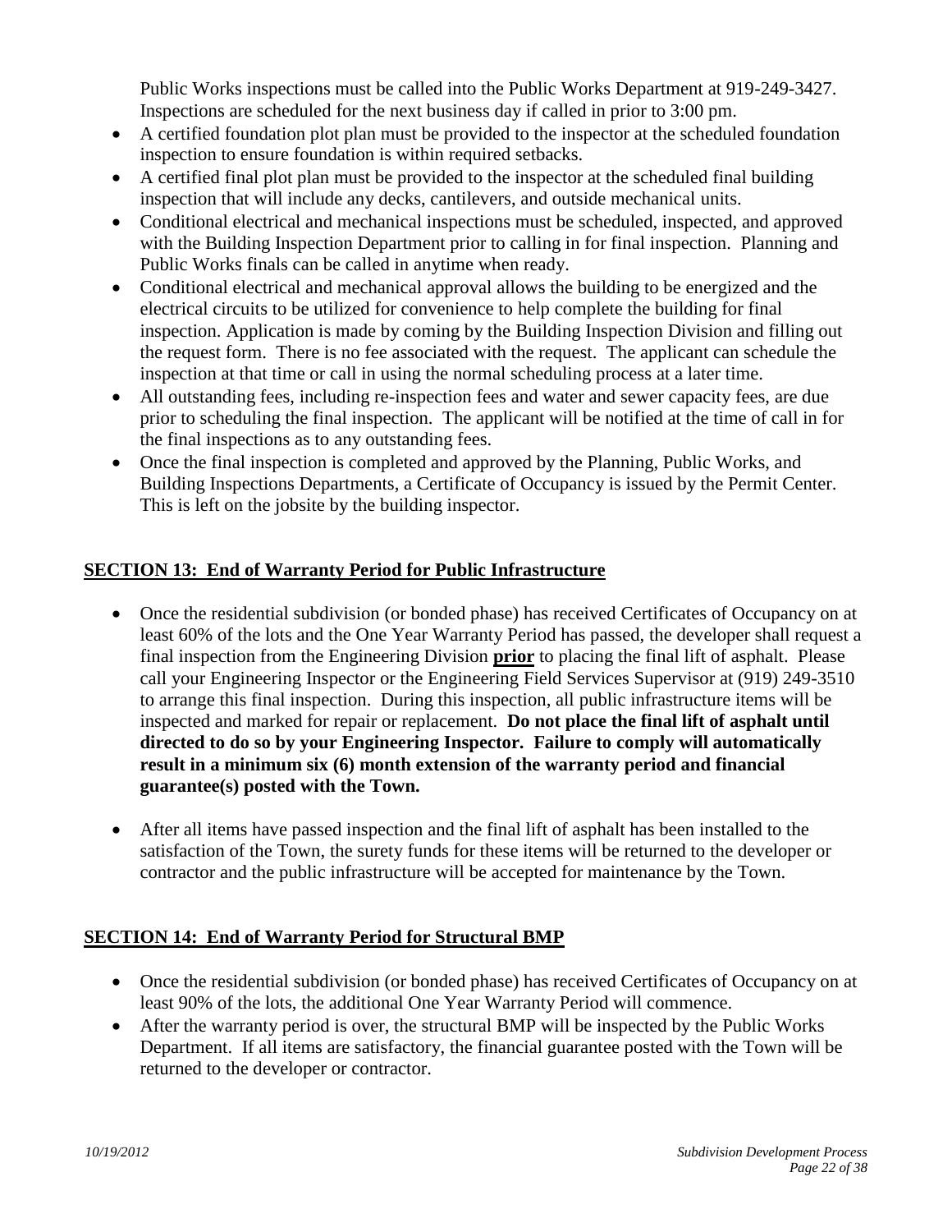Public Works inspections must be called into the Public Works Department at 919-249-3427. Inspections are scheduled for the next business day if called in prior to 3:00 pm.

- A certified foundation plot plan must be provided to the inspector at the scheduled foundation inspection to ensure foundation is within required setbacks.
- A certified final plot plan must be provided to the inspector at the scheduled final building inspection that will include any decks, cantilevers, and outside mechanical units.
- Conditional electrical and mechanical inspections must be scheduled, inspected, and approved with the Building Inspection Department prior to calling in for final inspection. Planning and Public Works finals can be called in anytime when ready.
- Conditional electrical and mechanical approval allows the building to be energized and the electrical circuits to be utilized for convenience to help complete the building for final inspection. Application is made by coming by the Building Inspection Division and filling out the request form. There is no fee associated with the request. The applicant can schedule the inspection at that time or call in using the normal scheduling process at a later time.
- All outstanding fees, including re-inspection fees and water and sewer capacity fees, are due prior to scheduling the final inspection. The applicant will be notified at the time of call in for the final inspections as to any outstanding fees.
- Once the final inspection is completed and approved by the Planning, Public Works, and Building Inspections Departments, a Certificate of Occupancy is issued by the Permit Center. This is left on the jobsite by the building inspector.

## SECTION 13: End of Warranty Period for Public Infrastructure

- Once the residential subdivision (or bonded phase) has received Certificates of Occupancy on at least 60% of the lots and the One Year Warranty Period has passed, the developer shall request a final inspection from the Engineering Division **prior** to placing the final lift of asphalt. Please call your Engineering Inspector or the Engineering Field Services Supervisor at (919) 249-3510 to arrange this final inspection. During this inspection, all public infrastructure items will be inspected and marked for repair or replacement. **Do not place the final lift of asphalt until directed to do so by your Engineering Inspector. Failure to comply will automatically result in a minimum six (6) month extension of the warranty period and financial guarantee(s) posted with the Town.**

- After all items have passed inspection and the final lift of asphalt has been installed to the satisfaction of the Town, the surety funds for these items will be returned to the developer or contractor and the public infrastructure will be accepted for maintenance by the Town.

## SECTION 14: End of Warranty Period for Structural BMP

- Once the residential subdivision (or bonded phase) has received Certificates of Occupancy on at least 90% of the lots, the additional One Year Warranty Period will commence.
- After the warranty period is over, the structural BMP will be inspected by the Public Works Department. If all items are satisfactory, the financial guarantee posted with the Town will be returned to the developer or contractor.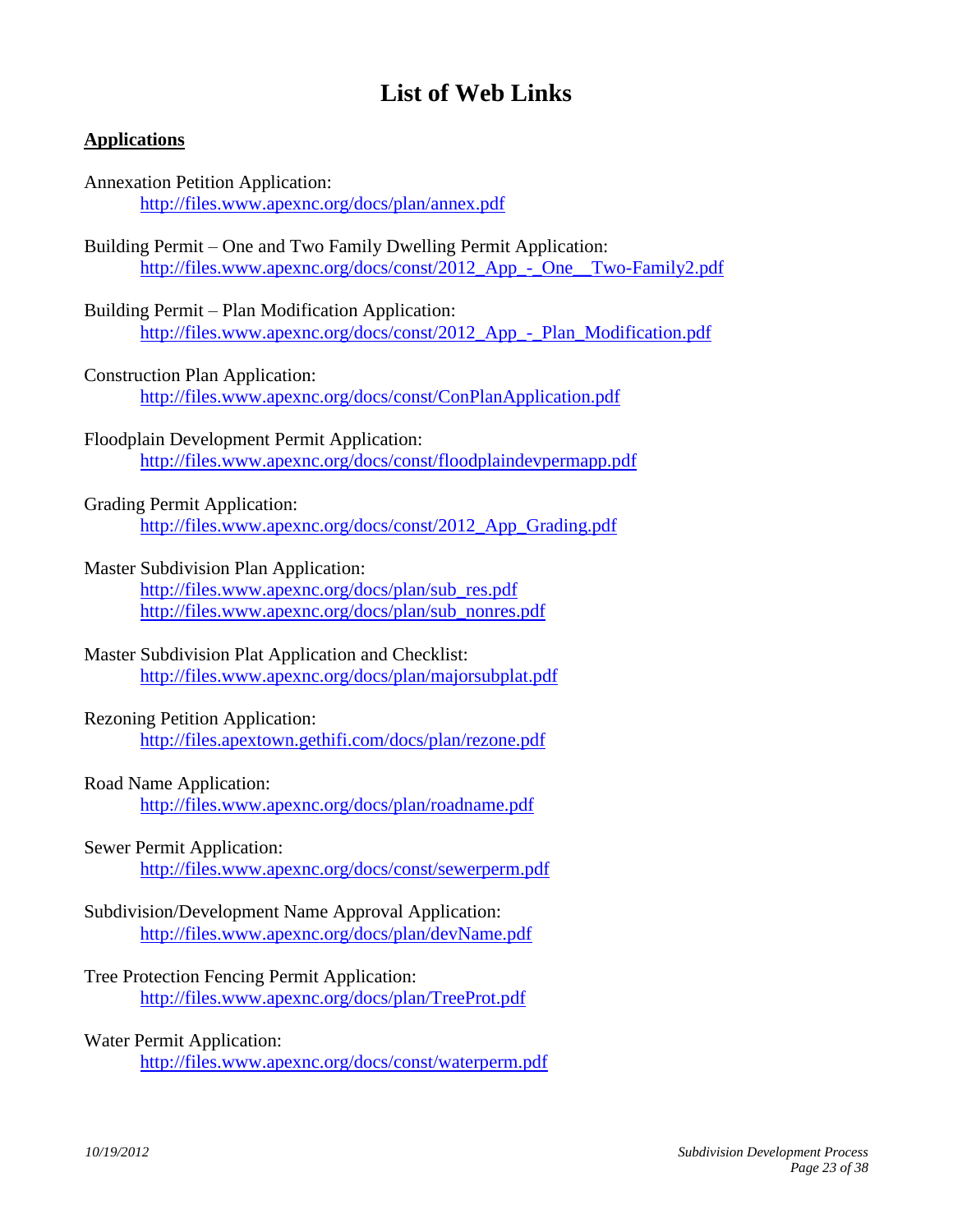# List of Web Links

## Applications

Annexation Petition Application:
http://files.www.apexnc.org/docs/plan/annex.pdf

Building Permit – One and Two Family Dwelling Permit Application:
http://files.www.apexnc.org/docs/const/2012_App_-_One__Two-Family2.pdf

Building Permit – Plan Modification Application:
http://files.www.apexnc.org/docs/const/2012_App_-_Plan_Modification.pdf

Construction Plan Application:
http://files.www.apexnc.org/docs/const/ConPlanApplication.pdf

Floodplain Development Permit Application:
http://files.www.apexnc.org/docs/const/floodplaindevpermapp.pdf

Grading Permit Application:
http://files.www.apexnc.org/docs/const/2012_App_Grading.pdf

Master Subdivision Plan Application:
http://files.www.apexnc.org/docs/plan/sub_res.pdf
http://files.www.apexnc.org/docs/plan/sub_nonres.pdf

Master Subdivision Plat Application and Checklist:
http://files.www.apexnc.org/docs/plan/majorsubplat.pdf

Rezoning Petition Application:
http://files.apextown.gethifi.com/docs/plan/rezone.pdf

Road Name Application:
http://files.www.apexnc.org/docs/plan/roadname.pdf

Sewer Permit Application:
http://files.www.apexnc.org/docs/const/sewerperm.pdf

Subdivision/Development Name Approval Application:
http://files.www.apexnc.org/docs/plan/devName.pdf

Tree Protection Fencing Permit Application:
http://files.www.apexnc.org/docs/plan/TreeProt.pdf

Water Permit Application:
http://files.www.apexnc.org/docs/const/waterperm.pdf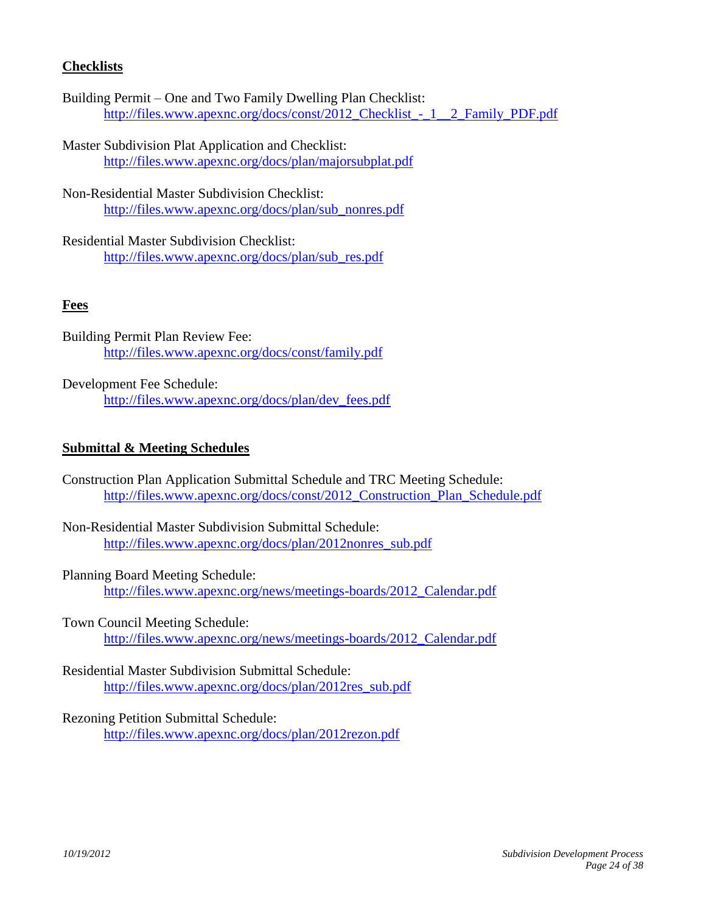## Checklists

Building Permit – One and Two Family Dwelling Plan Checklist:
http://files.www.apexnc.org/docs/const/2012_Checklist_-_1__2_Family_PDF.pdf

Master Subdivision Plat Application and Checklist:
http://files.www.apexnc.org/docs/plan/majorsubplat.pdf

Non-Residential Master Subdivision Checklist:
http://files.www.apexnc.org/docs/plan/sub_nonres.pdf

Residential Master Subdivision Checklist:
http://files.www.apexnc.org/docs/plan/sub_res.pdf

## Fees

Building Permit Plan Review Fee:
http://files.www.apexnc.org/docs/const/family.pdf

Development Fee Schedule:
http://files.www.apexnc.org/docs/plan/dev_fees.pdf

## Submittal & Meeting Schedules

Construction Plan Application Submittal Schedule and TRC Meeting Schedule:
http://files.www.apexnc.org/docs/const/2012_Construction_Plan_Schedule.pdf

Non-Residential Master Subdivision Submittal Schedule:
http://files.www.apexnc.org/docs/plan/2012nonres_sub.pdf

Planning Board Meeting Schedule:
http://files.www.apexnc.org/news/meetings-boards/2012_Calendar.pdf

Town Council Meeting Schedule:
http://files.www.apexnc.org/news/meetings-boards/2012_Calendar.pdf

Residential Master Subdivision Submittal Schedule:
http://files.www.apexnc.org/docs/plan/2012res_sub.pdf

Rezoning Petition Submittal Schedule:
http://files.www.apexnc.org/docs/plan/2012rezon.pdf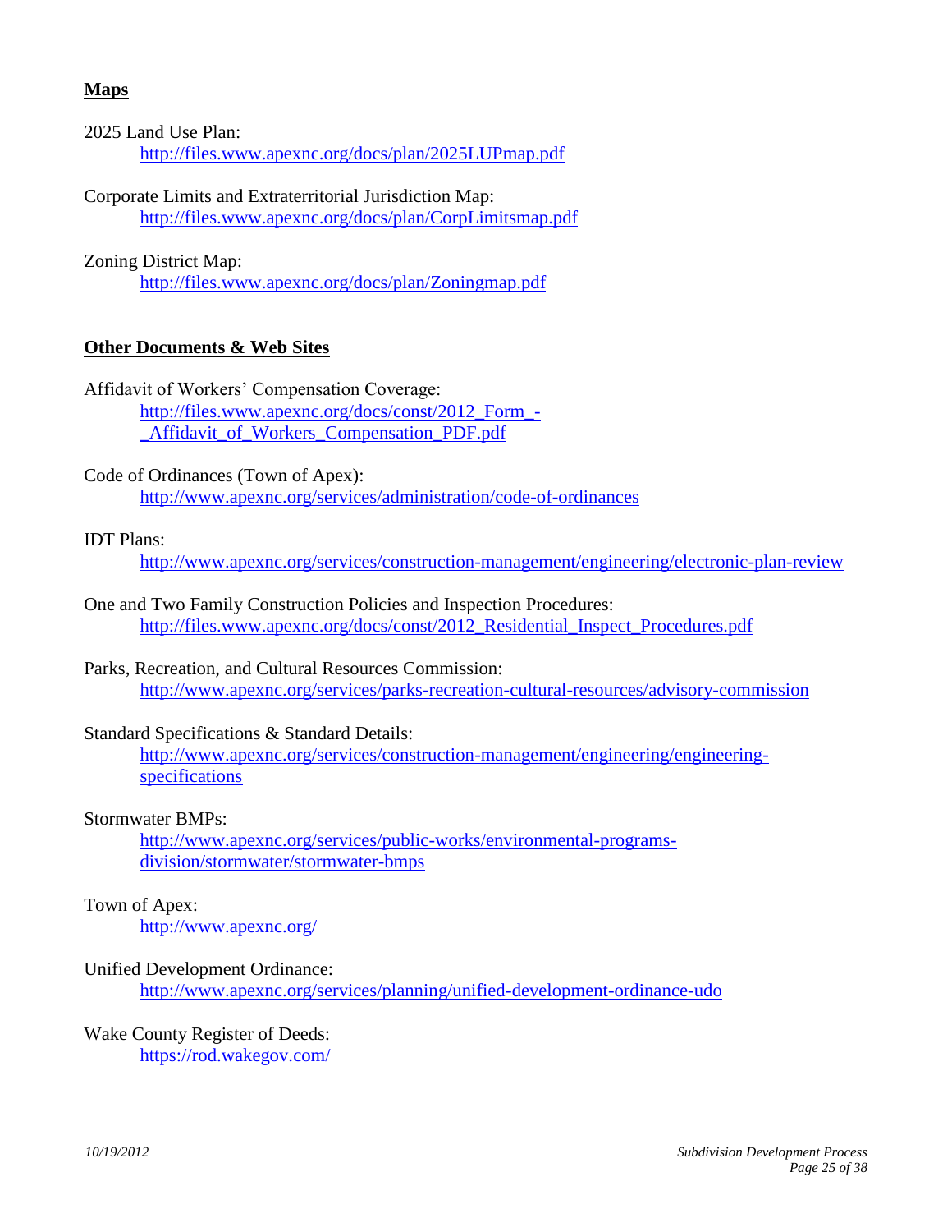## Maps

2025 Land Use Plan:
http://files.www.apexnc.org/docs/plan/2025LUPmap.pdf

Corporate Limits and Extraterritorial Jurisdiction Map:
http://files.www.apexnc.org/docs/plan/CorpLimitsmap.pdf

Zoning District Map:
http://files.www.apexnc.org/docs/plan/Zoningmap.pdf

## Other Documents & Web Sites

Affidavit of Workers' Compensation Coverage:
http://files.www.apexnc.org/docs/const/2012_Form_-_Affidavit_of_Workers_Compensation_PDF.pdf

Code of Ordinances (Town of Apex):
http://www.apexnc.org/services/administration/code-of-ordinances

IDT Plans:
http://www.apexnc.org/services/construction-management/engineering/electronic-plan-review

One and Two Family Construction Policies and Inspection Procedures:
http://files.www.apexnc.org/docs/const/2012_Residential_Inspect_Procedures.pdf

Parks, Recreation, and Cultural Resources Commission:
http://www.apexnc.org/services/parks-recreation-cultural-resources/advisory-commission

Standard Specifications & Standard Details:
http://www.apexnc.org/services/construction-management/engineering/engineering-specifications

Stormwater BMPs:
http://www.apexnc.org/services/public-works/environmental-programs-division/stormwater/stormwater-bmps

Town of Apex:
http://www.apexnc.org/

Unified Development Ordinance:
http://www.apexnc.org/services/planning/unified-development-ordinance-udo

Wake County Register of Deeds:
https://rod.wakegov.com/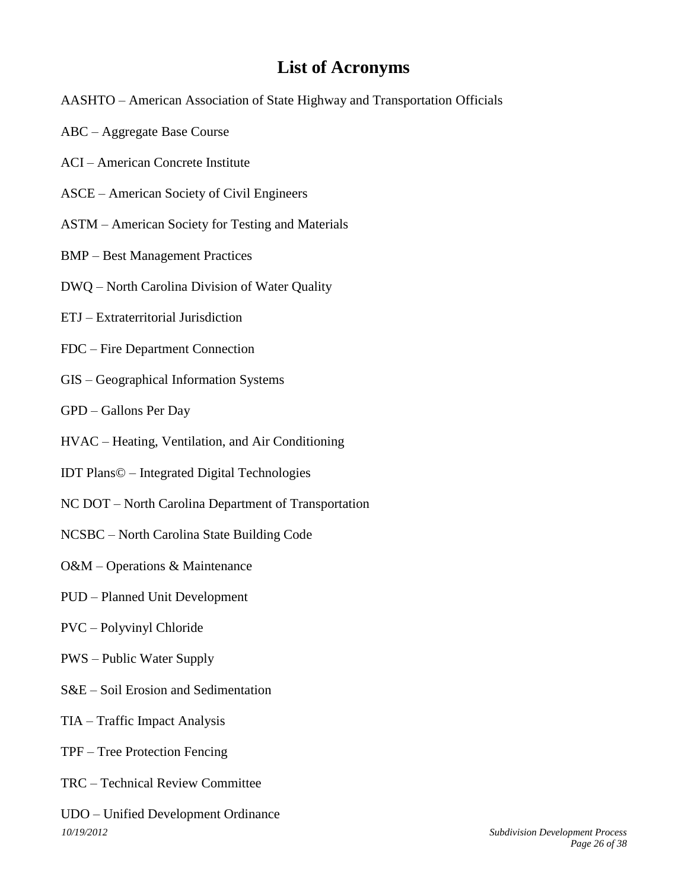# List of Acronyms

AASHTO – American Association of State Highway and Transportation Officials

ABC – Aggregate Base Course

ACI – American Concrete Institute

ASCE – American Society of Civil Engineers

ASTM – American Society for Testing and Materials

BMP – Best Management Practices

DWQ – North Carolina Division of Water Quality

ETJ – Extraterritorial Jurisdiction

FDC – Fire Department Connection

GIS – Geographical Information Systems

GPD – Gallons Per Day

HVAC – Heating, Ventilation, and Air Conditioning

IDT Plans© – Integrated Digital Technologies

NC DOT – North Carolina Department of Transportation

NCSBC – North Carolina State Building Code

O&M – Operations & Maintenance

PUD – Planned Unit Development

PVC – Polyvinyl Chloride

PWS – Public Water Supply

S&E – Soil Erosion and Sedimentation

TIA – Traffic Impact Analysis

TPF – Tree Protection Fencing

TRC – Technical Review Committee

UDO – Unified Development Ordinance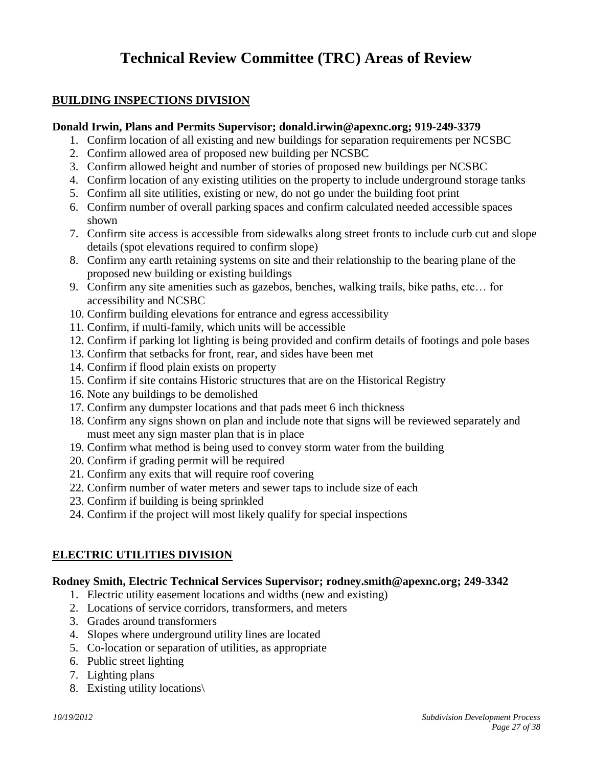# Technical Review Committee (TRC) Areas of Review

## BUILDING INSPECTIONS DIVISION

**Donald Irwin, Plans and Permits Supervisor; donald.irwin@apexnc.org; 919-249-3379**

1. Confirm location of all existing and new buildings for separation requirements per NCSBC
2. Confirm allowed area of proposed new building per NCSBC
3. Confirm allowed height and number of stories of proposed new buildings per NCSBC
4. Confirm location of any existing utilities on the property to include underground storage tanks
5. Confirm all site utilities, existing or new, do not go under the building foot print
6. Confirm number of overall parking spaces and confirm calculated needed accessible spaces shown
7. Confirm site access is accessible from sidewalks along street fronts to include curb cut and slope details (spot elevations required to confirm slope)
8. Confirm any earth retaining systems on site and their relationship to the bearing plane of the proposed new building or existing buildings
9. Confirm any site amenities such as gazebos, benches, walking trails, bike paths, etc… for accessibility and NCSBC
10. Confirm building elevations for entrance and egress accessibility
11. Confirm, if multi-family, which units will be accessible
12. Confirm if parking lot lighting is being provided and confirm details of footings and pole bases
13. Confirm that setbacks for front, rear, and sides have been met
14. Confirm if flood plain exists on property
15. Confirm if site contains Historic structures that are on the Historical Registry
16. Note any buildings to be demolished
17. Confirm any dumpster locations and that pads meet 6 inch thickness
18. Confirm any signs shown on plan and include note that signs will be reviewed separately and must meet any sign master plan that is in place
19. Confirm what method is being used to convey storm water from the building
20. Confirm if grading permit will be required
21. Confirm any exits that will require roof covering
22. Confirm number of water meters and sewer taps to include size of each
23. Confirm if building is being sprinkled
24. Confirm if the project will most likely qualify for special inspections

## ELECTRIC UTILITIES DIVISION

**Rodney Smith, Electric Technical Services Supervisor; rodney.smith@apexnc.org; 249-3342**

1. Electric utility easement locations and widths (new and existing)
2. Locations of service corridors, transformers, and meters
3. Grades around transformers
4. Slopes where underground utility lines are located
5. Co-location or separation of utilities, as appropriate
6. Public street lighting
7. Lighting plans
8. Existing utility locations\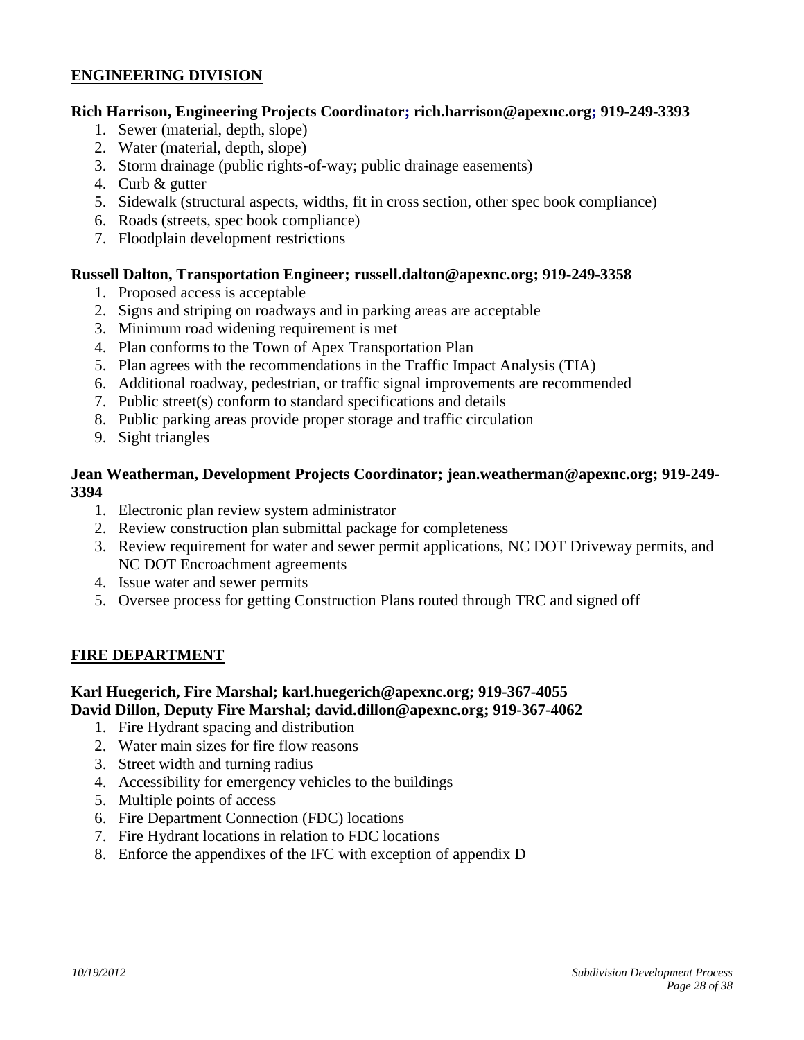## <u>ENGINEERING DIVISION</u>

**Rich Harrison, Engineering Projects Coordinator; rich.harrison@apexnc.org; 919-249-3393**

1. Sewer (material, depth, slope)
2. Water (material, depth, slope)
3. Storm drainage (public rights-of-way; public drainage easements)
4. Curb & gutter
5. Sidewalk (structural aspects, widths, fit in cross section, other spec book compliance)
6. Roads (streets, spec book compliance)
7. Floodplain development restrictions

**Russell Dalton, Transportation Engineer; russell.dalton@apexnc.org; 919-249-3358**

1. Proposed access is acceptable
2. Signs and striping on roadways and in parking areas are acceptable
3. Minimum road widening requirement is met
4. Plan conforms to the Town of Apex Transportation Plan
5. Plan agrees with the recommendations in the Traffic Impact Analysis (TIA)
6. Additional roadway, pedestrian, or traffic signal improvements are recommended
7. Public street(s) conform to standard specifications and details
8. Public parking areas provide proper storage and traffic circulation
9. Sight triangles

**Jean Weatherman, Development Projects Coordinator; jean.weatherman@apexnc.org; 919-249-3394**

1. Electronic plan review system administrator
2. Review construction plan submittal package for completeness
3. Review requirement for water and sewer permit applications, NC DOT Driveway permits, and NC DOT Encroachment agreements
4. Issue water and sewer permits
5. Oversee process for getting Construction Plans routed through TRC and signed off

## <u>FIRE DEPARTMENT</u>

**Karl Huegerich, Fire Marshal; karl.huegerich@apexnc.org; 919-367-4055**
**David Dillon, Deputy Fire Marshal; david.dillon@apexnc.org; 919-367-4062**

1. Fire Hydrant spacing and distribution
2. Water main sizes for fire flow reasons
3. Street width and turning radius
4. Accessibility for emergency vehicles to the buildings
5. Multiple points of access
6. Fire Department Connection (FDC) locations
7. Fire Hydrant locations in relation to FDC locations
8. Enforce the appendixes of the IFC with exception of appendix D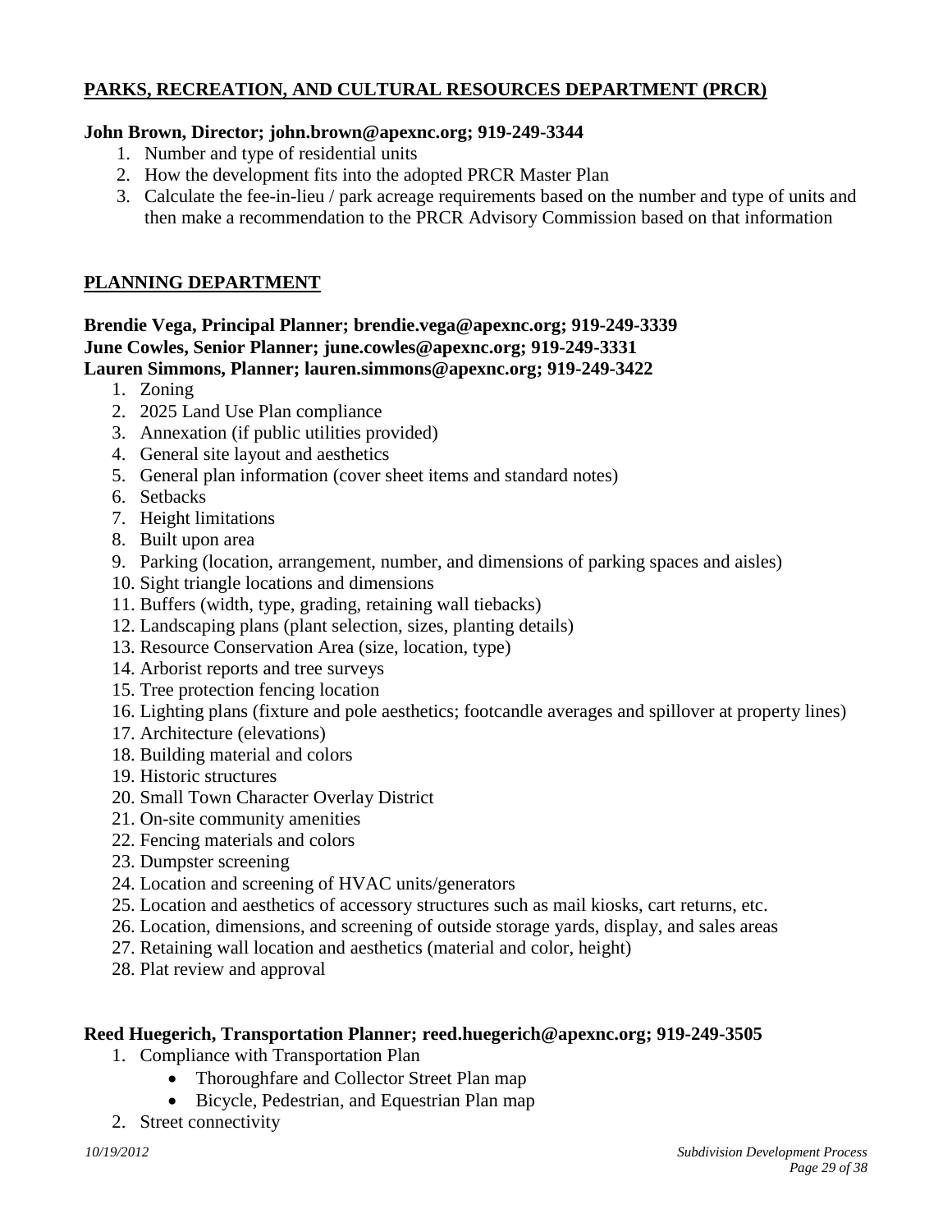## PARKS, RECREATION, AND CULTURAL RESOURCES DEPARTMENT (PRCR)

**John Brown, Director; john.brown@apexnc.org; 919-249-3344**

1. Number and type of residential units
2. How the development fits into the adopted PRCR Master Plan
3. Calculate the fee-in-lieu / park acreage requirements based on the number and type of units and then make a recommendation to the PRCR Advisory Commission based on that information

## PLANNING DEPARTMENT

**Brendie Vega, Principal Planner; brendie.vega@apexnc.org; 919-249-3339**
**June Cowles, Senior Planner; june.cowles@apexnc.org; 919-249-3331**
**Lauren Simmons, Planner; lauren.simmons@apexnc.org; 919-249-3422**

1. Zoning
2. 2025 Land Use Plan compliance
3. Annexation (if public utilities provided)
4. General site layout and aesthetics
5. General plan information (cover sheet items and standard notes)
6. Setbacks
7. Height limitations
8. Built upon area
9. Parking (location, arrangement, number, and dimensions of parking spaces and aisles)
10. Sight triangle locations and dimensions
11. Buffers (width, type, grading, retaining wall tiebacks)
12. Landscaping plans (plant selection, sizes, planting details)
13. Resource Conservation Area (size, location, type)
14. Arborist reports and tree surveys
15. Tree protection fencing location
16. Lighting plans (fixture and pole aesthetics; footcandle averages and spillover at property lines)
17. Architecture (elevations)
18. Building material and colors
19. Historic structures
20. Small Town Character Overlay District
21. On-site community amenities
22. Fencing materials and colors
23. Dumpster screening
24. Location and screening of HVAC units/generators
25. Location and aesthetics of accessory structures such as mail kiosks, cart returns, etc.
26. Location, dimensions, and screening of outside storage yards, display, and sales areas
27. Retaining wall location and aesthetics (material and color, height)
28. Plat review and approval

**Reed Huegerich, Transportation Planner; reed.huegerich@apexnc.org; 919-249-3505**

1. Compliance with Transportation Plan
   - Thoroughfare and Collector Street Plan map
   - Bicycle, Pedestrian, and Equestrian Plan map
2. Street connectivity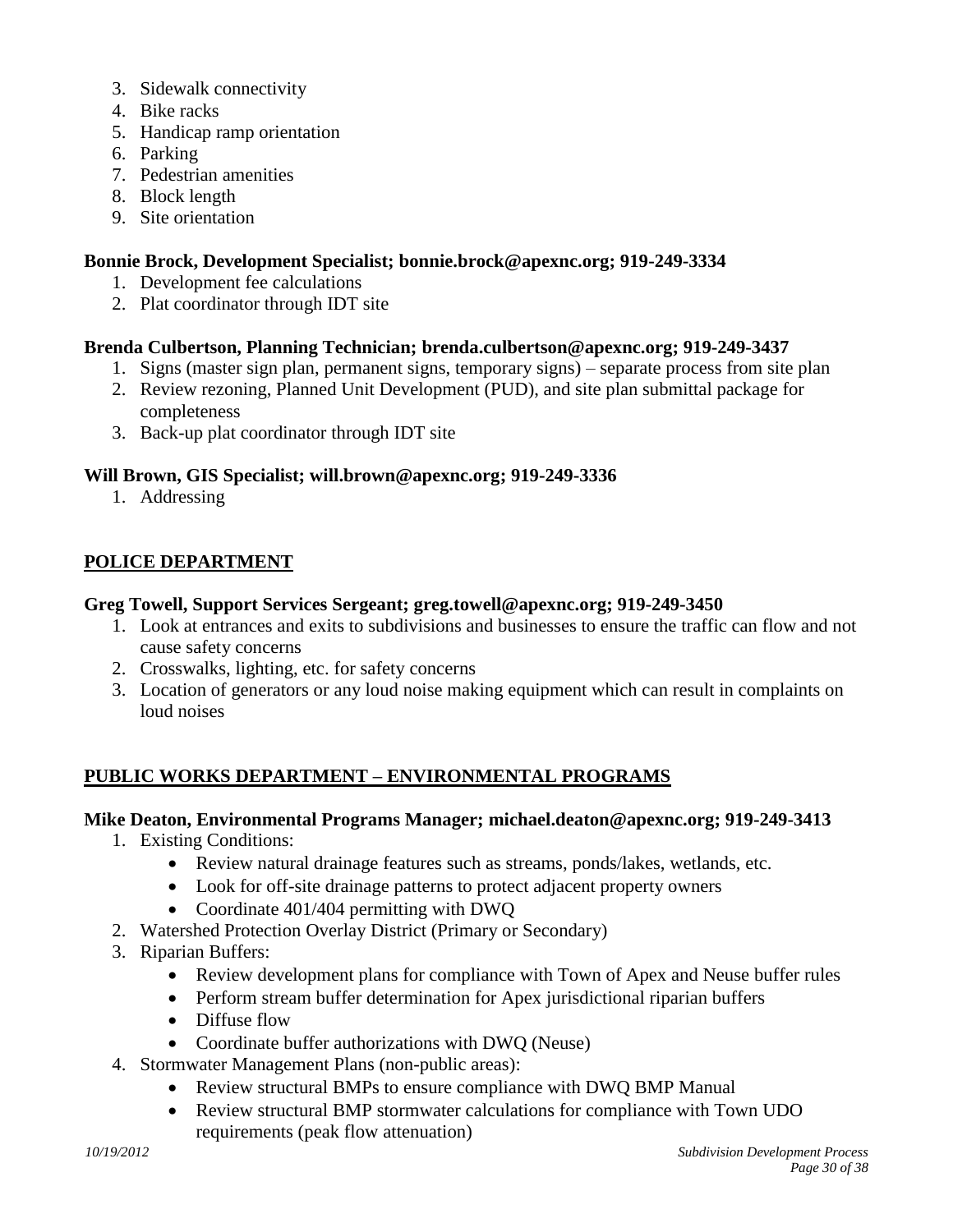3. Sidewalk connectivity
4. Bike racks
5. Handicap ramp orientation
6. Parking
7. Pedestrian amenities
8. Block length
9. Site orientation

**Bonnie Brock, Development Specialist; bonnie.brock@apexnc.org; 919-249-3334**

1. Development fee calculations
2. Plat coordinator through IDT site

**Brenda Culbertson, Planning Technician; brenda.culbertson@apexnc.org; 919-249-3437**

1. Signs (master sign plan, permanent signs, temporary signs) – separate process from site plan
2. Review rezoning, Planned Unit Development (PUD), and site plan submittal package for completeness
3. Back-up plat coordinator through IDT site

**Will Brown, GIS Specialist; will.brown@apexnc.org; 919-249-3336**

1. Addressing

## POLICE DEPARTMENT

**Greg Towell, Support Services Sergeant; greg.towell@apexnc.org; 919-249-3450**

1. Look at entrances and exits to subdivisions and businesses to ensure the traffic can flow and not cause safety concerns
2. Crosswalks, lighting, etc. for safety concerns
3. Location of generators or any loud noise making equipment which can result in complaints on loud noises

## PUBLIC WORKS DEPARTMENT – ENVIRONMENTAL PROGRAMS

**Mike Deaton, Environmental Programs Manager; michael.deaton@apexnc.org; 919-249-3413**

1. Existing Conditions:
   - Review natural drainage features such as streams, ponds/lakes, wetlands, etc.
   - Look for off-site drainage patterns to protect adjacent property owners
   - Coordinate 401/404 permitting with DWQ
2. Watershed Protection Overlay District (Primary or Secondary)
3. Riparian Buffers:
   - Review development plans for compliance with Town of Apex and Neuse buffer rules
   - Perform stream buffer determination for Apex jurisdictional riparian buffers
   - Diffuse flow
   - Coordinate buffer authorizations with DWQ (Neuse)
4. Stormwater Management Plans (non-public areas):
   - Review structural BMPs to ensure compliance with DWQ BMP Manual
   - Review structural BMP stormwater calculations for compliance with Town UDO requirements (peak flow attenuation)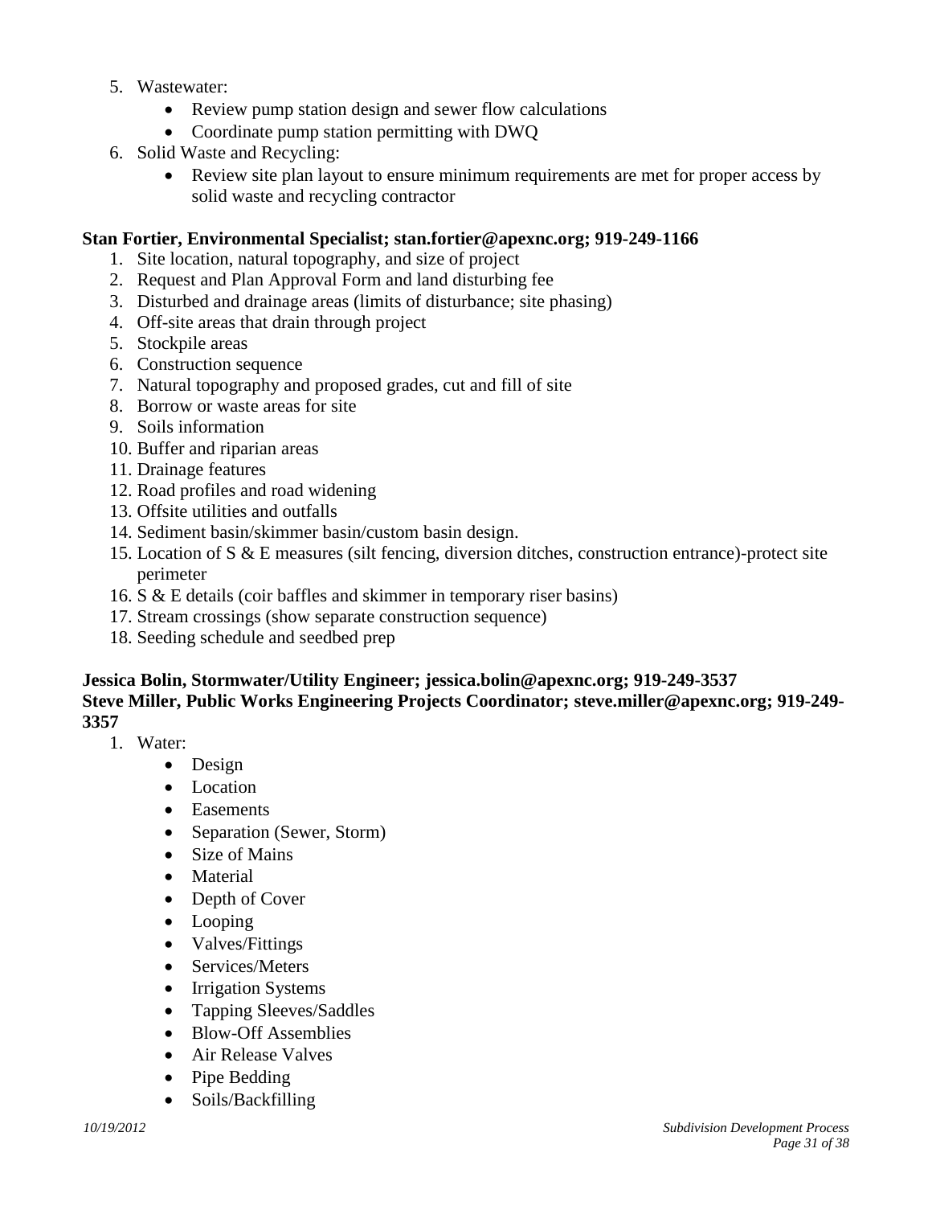5. Wastewater:
    - Review pump station design and sewer flow calculations
    - Coordinate pump station permitting with DWQ
6. Solid Waste and Recycling:
    - Review site plan layout to ensure minimum requirements are met for proper access by solid waste and recycling contractor

**Stan Fortier, Environmental Specialist; stan.fortier@apexnc.org; 919-249-1166**

1. Site location, natural topography, and size of project
2. Request and Plan Approval Form and land disturbing fee
3. Disturbed and drainage areas (limits of disturbance; site phasing)
4. Off-site areas that drain through project
5. Stockpile areas
6. Construction sequence
7. Natural topography and proposed grades, cut and fill of site
8. Borrow or waste areas for site
9. Soils information
10. Buffer and riparian areas
11. Drainage features
12. Road profiles and road widening
13. Offsite utilities and outfalls
14. Sediment basin/skimmer basin/custom basin design.
15. Location of S & E measures (silt fencing, diversion ditches, construction entrance)-protect site perimeter
16. S & E details (coir baffles and skimmer in temporary riser basins)
17. Stream crossings (show separate construction sequence)
18. Seeding schedule and seedbed prep

**Jessica Bolin, Stormwater/Utility Engineer; jessica.bolin@apexnc.org; 919-249-3537**
**Steve Miller, Public Works Engineering Projects Coordinator; steve.miller@apexnc.org; 919-249-3357**

1. Water:
    - Design
    - Location
    - Easements
    - Separation (Sewer, Storm)
    - Size of Mains
    - Material
    - Depth of Cover
    - Looping
    - Valves/Fittings
    - Services/Meters
    - Irrigation Systems
    - Tapping Sleeves/Saddles
    - Blow-Off Assemblies
    - Air Release Valves
    - Pipe Bedding
    - Soils/Backfilling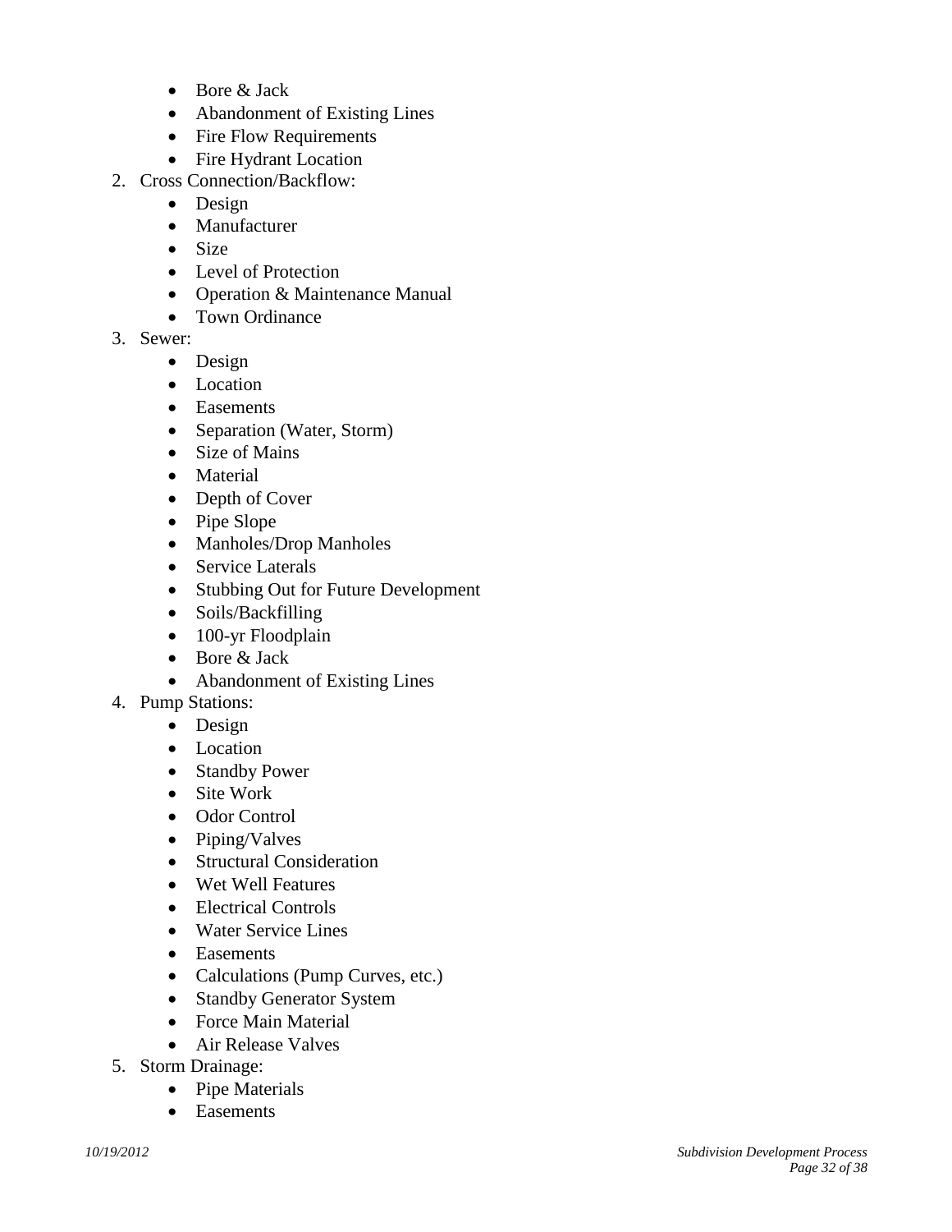- Bore & Jack
- Abandonment of Existing Lines
- Fire Flow Requirements
- Fire Hydrant Location

2. Cross Connection/Backflow:
    - Design
    - Manufacturer
    - Size
    - Level of Protection
    - Operation & Maintenance Manual
    - Town Ordinance
3. Sewer:
    - Design
    - Location
    - Easements
    - Separation (Water, Storm)
    - Size of Mains
    - Material
    - Depth of Cover
    - Pipe Slope
    - Manholes/Drop Manholes
    - Service Laterals
    - Stubbing Out for Future Development
    - Soils/Backfilling
    - 100-yr Floodplain
    - Bore & Jack
    - Abandonment of Existing Lines
4. Pump Stations:
    - Design
    - Location
    - Standby Power
    - Site Work
    - Odor Control
    - Piping/Valves
    - Structural Consideration
    - Wet Well Features
    - Electrical Controls
    - Water Service Lines
    - Easements
    - Calculations (Pump Curves, etc.)
    - Standby Generator System
    - Force Main Material
    - Air Release Valves
5. Storm Drainage:
    - Pipe Materials
    - Easements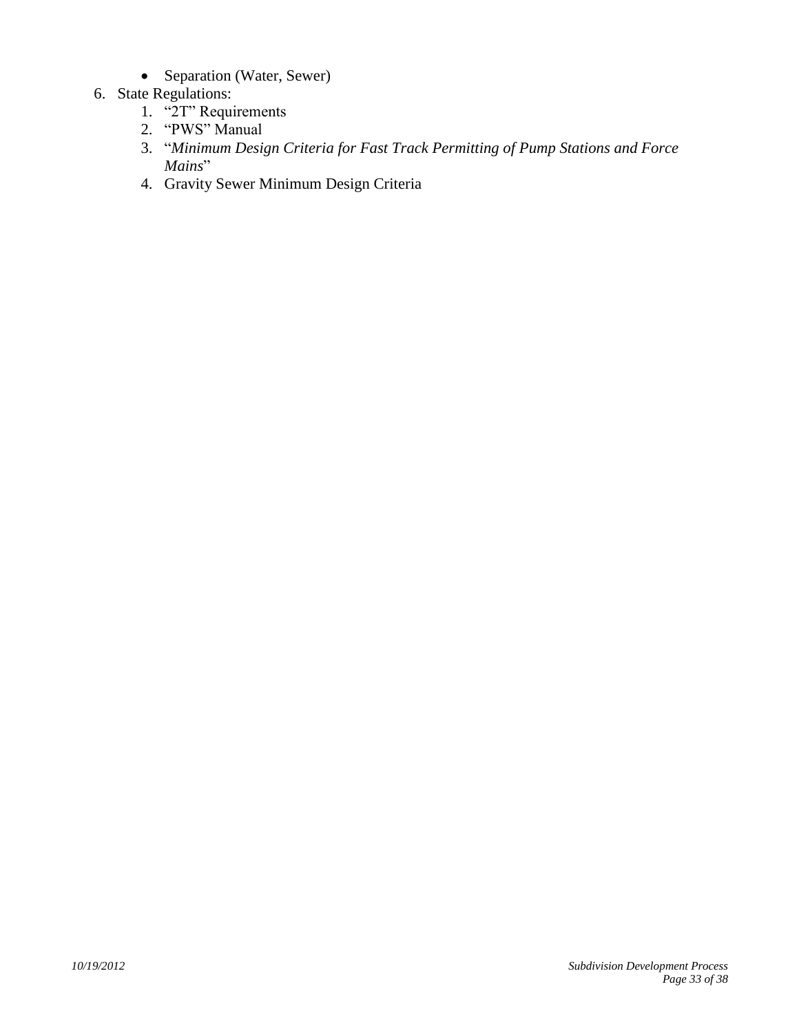- Separation (Water, Sewer)

6. State Regulations:
    1. "2T" Requirements
    2. "PWS" Manual
    3. "*Minimum Design Criteria for Fast Track Permitting of Pump Stations and Force Mains*"
    4. Gravity Sewer Minimum Design Criteria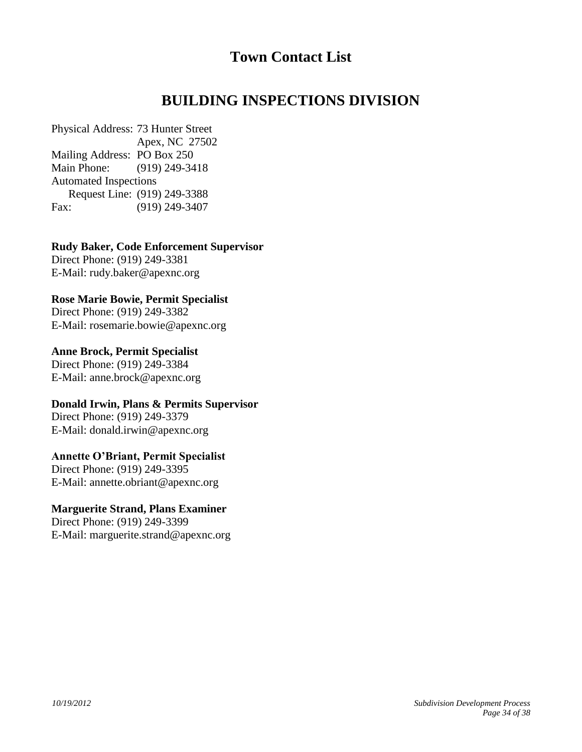# Town Contact List

## BUILDING INSPECTIONS DIVISION

Physical Address: 73 Hunter Street
Apex, NC 27502
Mailing Address: PO Box 250
Main Phone: (919) 249-3418
Automated Inspections
Request Line: (919) 249-3388
Fax: (919) 249-3407

**Rudy Baker, Code Enforcement Supervisor**
Direct Phone: (919) 249-3381
E-Mail: rudy.baker@apexnc.org

**Rose Marie Bowie, Permit Specialist**
Direct Phone: (919) 249-3382
E-Mail: rosemarie.bowie@apexnc.org

**Anne Brock, Permit Specialist**
Direct Phone: (919) 249-3384
E-Mail: anne.brock@apexnc.org

**Donald Irwin, Plans & Permits Supervisor**
Direct Phone: (919) 249-3379
E-Mail: donald.irwin@apexnc.org

**Annette O'Briant, Permit Specialist**
Direct Phone: (919) 249-3395
E-Mail: annette.obriant@apexnc.org

**Marguerite Strand, Plans Examiner**
Direct Phone: (919) 249-3399
E-Mail: marguerite.strand@apexnc.org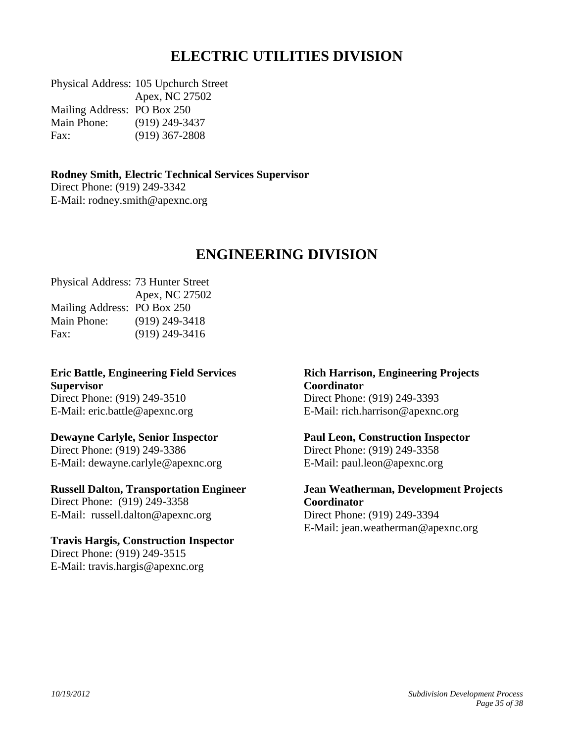# ELECTRIC UTILITIES DIVISION

Physical Address: 105 Upchurch Street
Apex, NC 27502
Mailing Address: PO Box 250
Main Phone: (919) 249-3437
Fax: (919) 367-2808

**Rodney Smith, Electric Technical Services Supervisor**
Direct Phone: (919) 249-3342
E-Mail: rodney.smith@apexnc.org

# ENGINEERING DIVISION

Physical Address: 73 Hunter Street
Apex, NC 27502
Mailing Address: PO Box 250
Main Phone: (919) 249-3418
Fax: (919) 249-3416

**Eric Battle, Engineering Field Services Supervisor**
Direct Phone: (919) 249-3510
E-Mail: eric.battle@apexnc.org

**Dewayne Carlyle, Senior Inspector**
Direct Phone: (919) 249-3386
E-Mail: dewayne.carlyle@apexnc.org

**Russell Dalton, Transportation Engineer**
Direct Phone: (919) 249-3358
E-Mail: russell.dalton@apexnc.org

**Travis Hargis, Construction Inspector**
Direct Phone: (919) 249-3515
E-Mail: travis.hargis@apexnc.org

**Rich Harrison, Engineering Projects Coordinator**
Direct Phone: (919) 249-3393
E-Mail: rich.harrison@apexnc.org

**Paul Leon, Construction Inspector**
Direct Phone: (919) 249-3358
E-Mail: paul.leon@apexnc.org

**Jean Weatherman, Development Projects Coordinator**
Direct Phone: (919) 249-3394
E-Mail: jean.weatherman@apexnc.org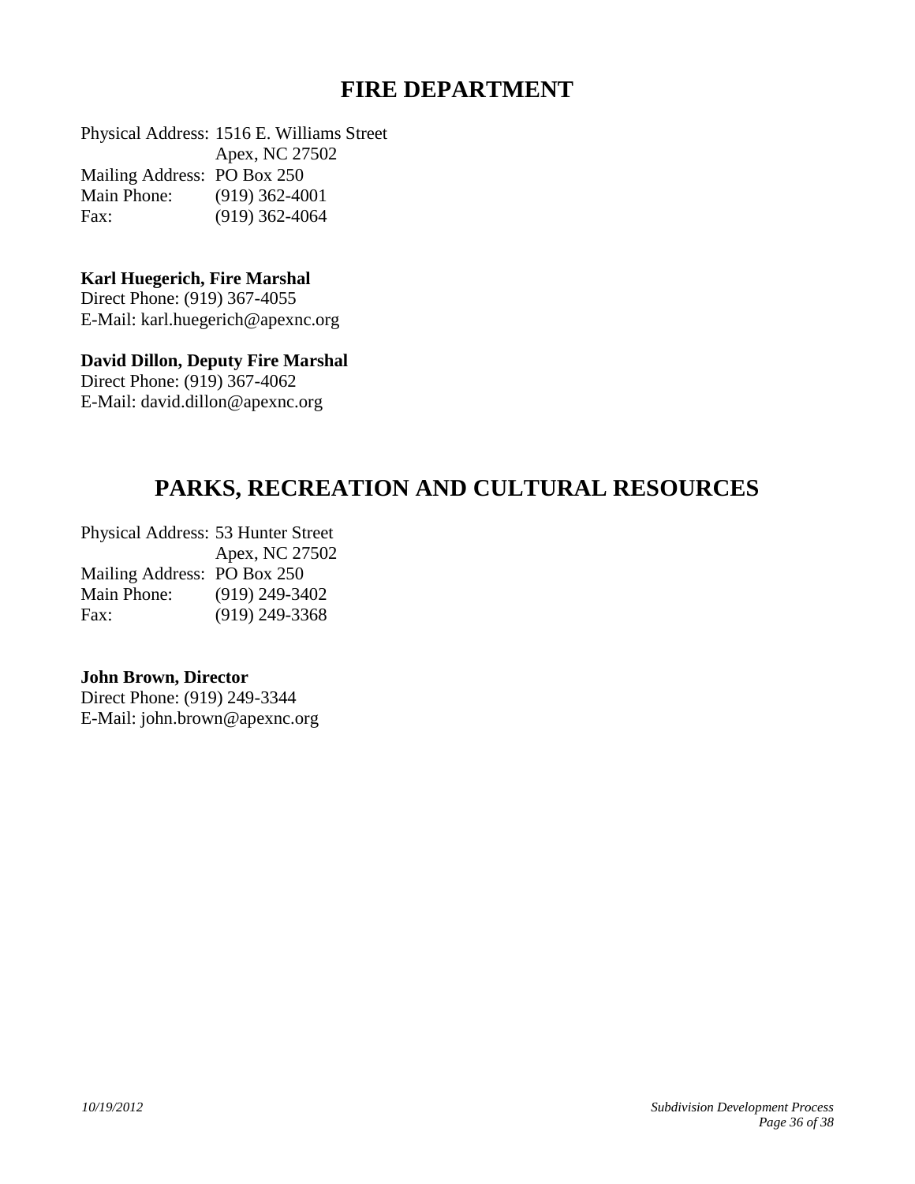# FIRE DEPARTMENT

Physical Address: 1516 E. Williams Street
Apex, NC 27502
Mailing Address: PO Box 250
Main Phone: (919) 362-4001
Fax: (919) 362-4064

**Karl Huegerich, Fire Marshal**
Direct Phone: (919) 367-4055
E-Mail: karl.huegerich@apexnc.org

**David Dillon, Deputy Fire Marshal**
Direct Phone: (919) 367-4062
E-Mail: david.dillon@apexnc.org

# PARKS, RECREATION AND CULTURAL RESOURCES

Physical Address: 53 Hunter Street
Apex, NC 27502
Mailing Address: PO Box 250
Main Phone: (919) 249-3402
Fax: (919) 249-3368

**John Brown, Director**
Direct Phone: (919) 249-3344
E-Mail: john.brown@apexnc.org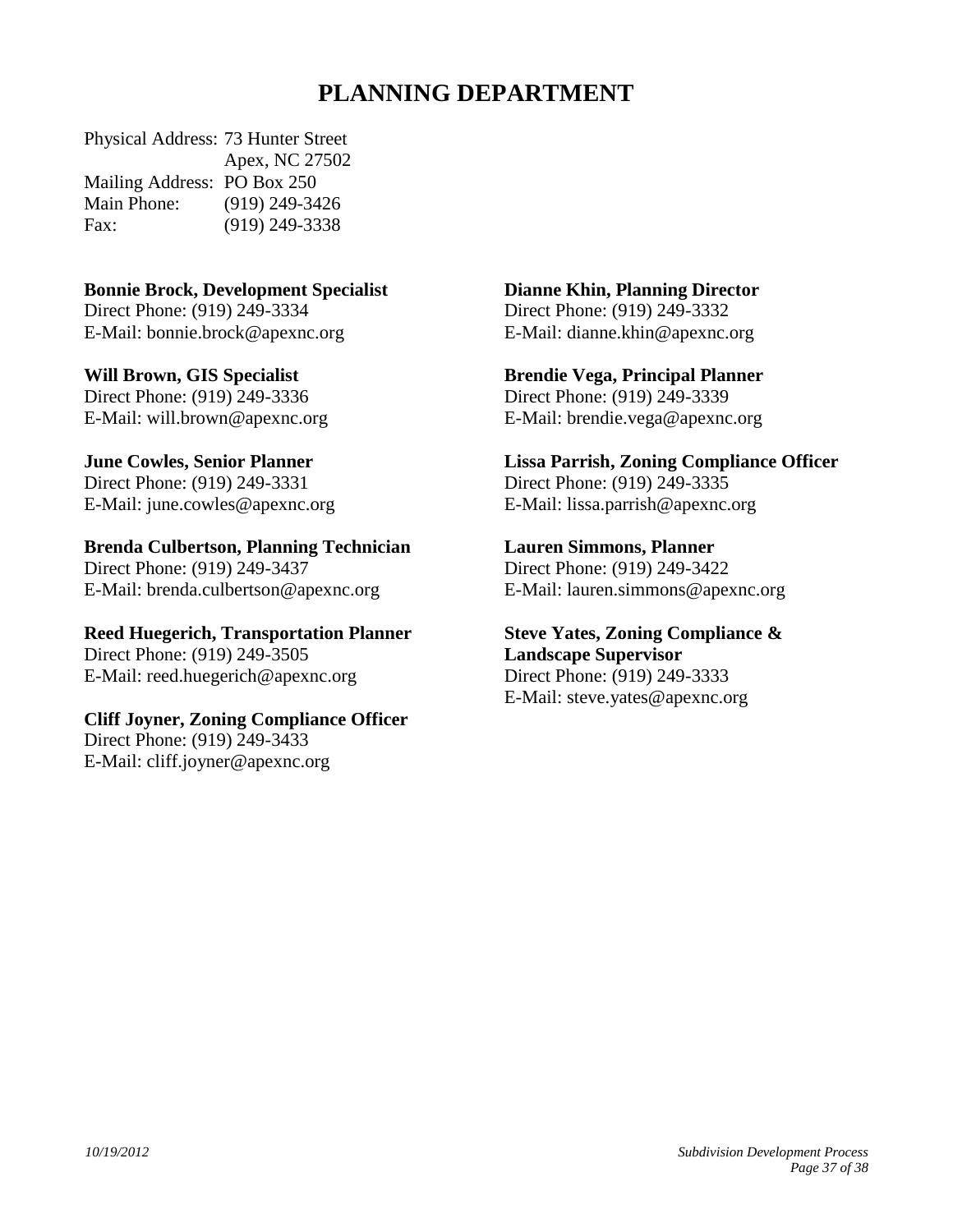# PLANNING DEPARTMENT

Physical Address: 73 Hunter Street
Apex, NC 27502
Mailing Address: PO Box 250
Main Phone: (919) 249-3426
Fax: (919) 249-3338

**Bonnie Brock, Development Specialist**
Direct Phone: (919) 249-3334
E-Mail: bonnie.brock@apexnc.org

**Will Brown, GIS Specialist**
Direct Phone: (919) 249-3336
E-Mail: will.brown@apexnc.org

**June Cowles, Senior Planner**
Direct Phone: (919) 249-3331
E-Mail: june.cowles@apexnc.org

**Brenda Culbertson, Planning Technician**
Direct Phone: (919) 249-3437
E-Mail: brenda.culbertson@apexnc.org

**Reed Huegerich, Transportation Planner**
Direct Phone: (919) 249-3505
E-Mail: reed.huegerich@apexnc.org

**Cliff Joyner, Zoning Compliance Officer**
Direct Phone: (919) 249-3433
E-Mail: cliff.joyner@apexnc.org

**Dianne Khin, Planning Director**
Direct Phone: (919) 249-3332
E-Mail: dianne.khin@apexnc.org

**Brendie Vega, Principal Planner**
Direct Phone: (919) 249-3339
E-Mail: brendie.vega@apexnc.org

**Lissa Parrish, Zoning Compliance Officer**
Direct Phone: (919) 249-3335
E-Mail: lissa.parrish@apexnc.org

**Lauren Simmons, Planner**
Direct Phone: (919) 249-3422
E-Mail: lauren.simmons@apexnc.org

**Steve Yates, Zoning Compliance & Landscape Supervisor**
Direct Phone: (919) 249-3333
E-Mail: steve.yates@apexnc.org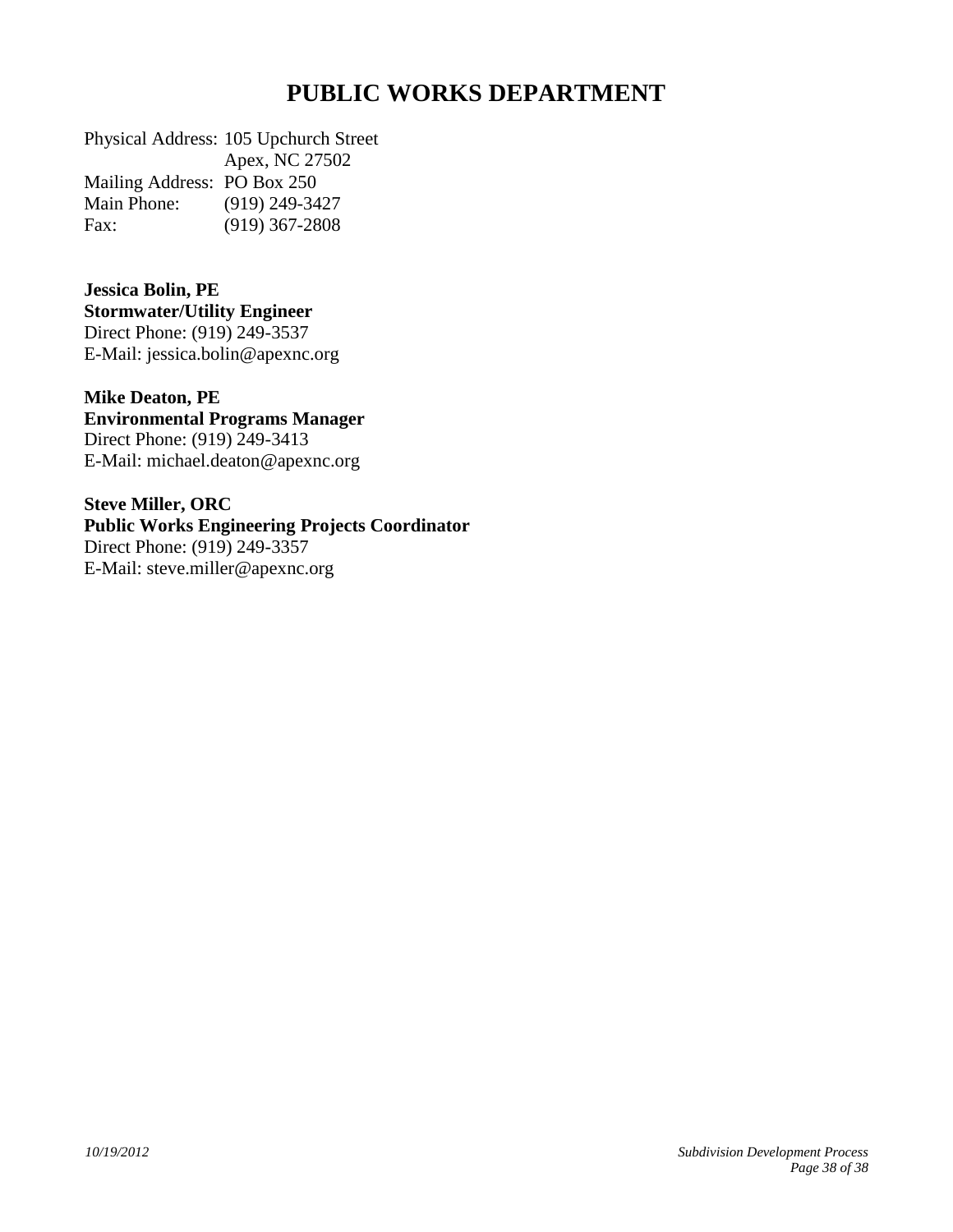# PUBLIC WORKS DEPARTMENT

| | |
|---|---|
| Physical Address: | 105 Upchurch Street |
| | Apex, NC 27502 |
| Mailing Address: | PO Box 250 |
| Main Phone: | (919) 249-3427 |
| Fax: | (919) 367-2808 |

**Jessica Bolin, PE**
**Stormwater/Utility Engineer**
Direct Phone: (919) 249-3537
E-Mail: jessica.bolin@apexnc.org

**Mike Deaton, PE**
**Environmental Programs Manager**
Direct Phone: (919) 249-3413
E-Mail: michael.deaton@apexnc.org

**Steve Miller, ORC**
**Public Works Engineering Projects Coordinator**
Direct Phone: (919) 249-3357
E-Mail: steve.miller@apexnc.org